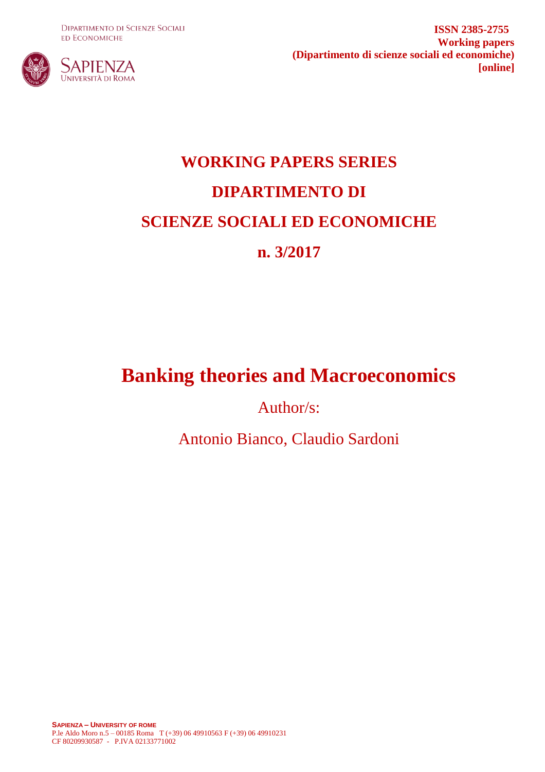DIPARTIMENTO DI SCIENZE SOCIALI ED ECONOMICHE

SAPIENZA UNIVERSITÀ DI ROMA

**ISSN 2385-2755**
**Working papers**
**(Dipartimento di scienze sociali ed economiche)**
**[online]**

# WORKING PAPERS SERIES
# DIPARTIMENTO DI
# SCIENZE SOCIALI ED ECONOMICHE
# n. 3/2017

# Banking theories and Macroeconomics

Author/s:

Antonio Bianco, Claudio Sardoni

**SAPIENZA – UNIVERSITY OF ROME**
P.le Aldo Moro n.5 – 00185 Roma T (+39) 06 49910563 F (+39) 06 49910231
CF 80209930587 - P.IVA 02133771002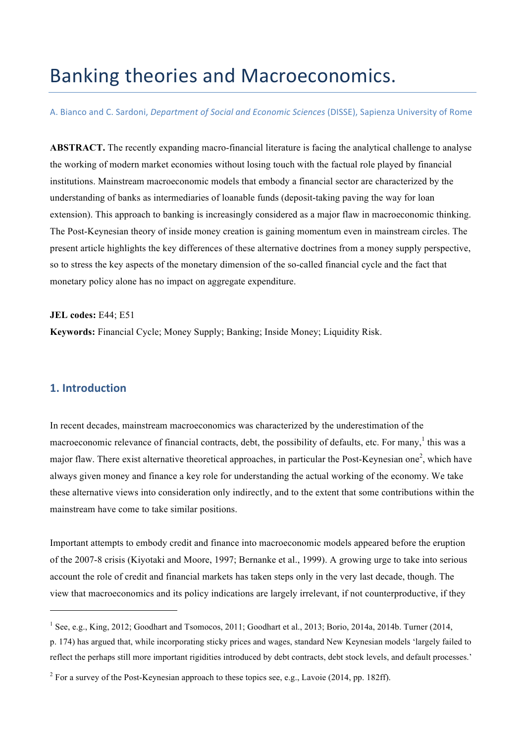# Banking theories and Macroeconomics.

A. Bianco and C. Sardoni, *Department of Social and Economic Sciences* (DISSE), Sapienza University of Rome

**ABSTRACT.** The recently expanding macro-financial literature is facing the analytical challenge to analyse the working of modern market economies without losing touch with the factual role played by financial institutions. Mainstream macroeconomic models that embody a financial sector are characterized by the understanding of banks as intermediaries of loanable funds (deposit-taking paving the way for loan extension). This approach to banking is increasingly considered as a major flaw in macroeconomic thinking. The Post-Keynesian theory of inside money creation is gaining momentum even in mainstream circles. The present article highlights the key differences of these alternative doctrines from a money supply perspective, so to stress the key aspects of the monetary dimension of the so-called financial cycle and the fact that monetary policy alone has no impact on aggregate expenditure.

**JEL codes:** E44; E51

**Keywords:** Financial Cycle; Money Supply; Banking; Inside Money; Liquidity Risk.

## 1. Introduction

In recent decades, mainstream macroeconomics was characterized by the underestimation of the macroeconomic relevance of financial contracts, debt, the possibility of defaults, etc. For many,[1] this was a major flaw. There exist alternative theoretical approaches, in particular the Post-Keynesian one[2], which have always given money and finance a key role for understanding the actual working of the economy. We take these alternative views into consideration only indirectly, and to the extent that some contributions within the mainstream have come to take similar positions.

Important attempts to embody credit and finance into macroeconomic models appeared before the eruption of the 2007-8 crisis (Kiyotaki and Moore, 1997; Bernanke et al., 1999). A growing urge to take into serious account the role of credit and financial markets has taken steps only in the very last decade, though. The view that macroeconomics and its policy indications are largely irrelevant, if not counterproductive, if they

[1] See, e.g., King, 2012; Goodhart and Tsomocos, 2011; Goodhart et al., 2013; Borio, 2014a, 2014b. Turner (2014, p. 174) has argued that, while incorporating sticky prices and wages, standard New Keynesian models 'largely failed to reflect the perhaps still more important rigidities introduced by debt contracts, debt stock levels, and default processes.'

[2] For a survey of the Post-Keynesian approach to these topics see, e.g., Lavoie (2014, pp. 182ff).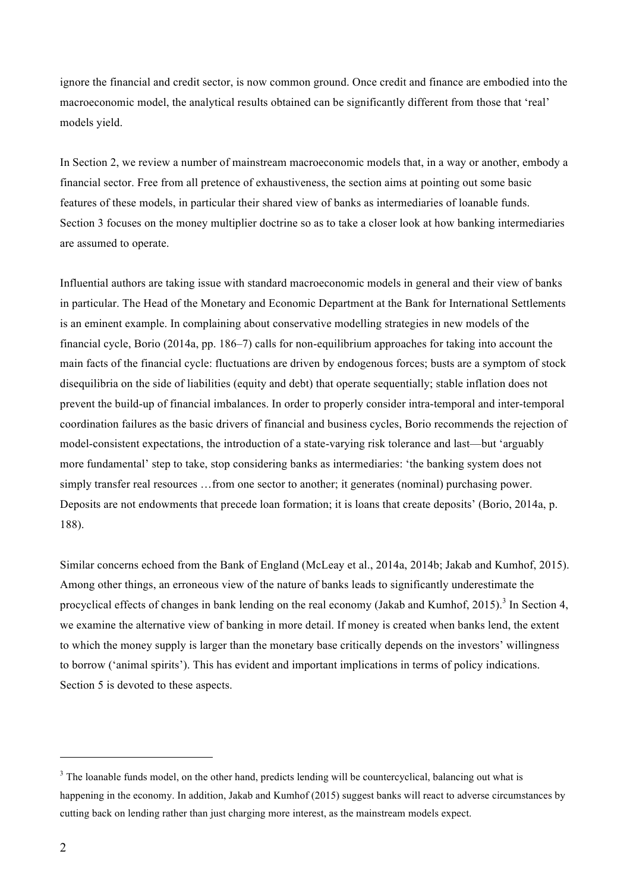ignore the financial and credit sector, is now common ground. Once credit and finance are embodied into the macroeconomic model, the analytical results obtained can be significantly different from those that 'real' models yield.

In Section 2, we review a number of mainstream macroeconomic models that, in a way or another, embody a financial sector. Free from all pretence of exhaustiveness, the section aims at pointing out some basic features of these models, in particular their shared view of banks as intermediaries of loanable funds. Section 3 focuses on the money multiplier doctrine so as to take a closer look at how banking intermediaries are assumed to operate.

Influential authors are taking issue with standard macroeconomic models in general and their view of banks in particular. The Head of the Monetary and Economic Department at the Bank for International Settlements is an eminent example. In complaining about conservative modelling strategies in new models of the financial cycle, Borio (2014a, pp. 186–7) calls for non-equilibrium approaches for taking into account the main facts of the financial cycle: fluctuations are driven by endogenous forces; busts are a symptom of stock disequilibria on the side of liabilities (equity and debt) that operate sequentially; stable inflation does not prevent the build-up of financial imbalances. In order to properly consider intra-temporal and inter-temporal coordination failures as the basic drivers of financial and business cycles, Borio recommends the rejection of model-consistent expectations, the introduction of a state-varying risk tolerance and last—but 'arguably more fundamental' step to take, stop considering banks as intermediaries: 'the banking system does not simply transfer real resources …from one sector to another; it generates (nominal) purchasing power. Deposits are not endowments that precede loan formation; it is loans that create deposits' (Borio, 2014a, p. 188).

Similar concerns echoed from the Bank of England (McLeay et al., 2014a, 2014b; Jakab and Kumhof, 2015). Among other things, an erroneous view of the nature of banks leads to significantly underestimate the procyclical effects of changes in bank lending on the real economy (Jakab and Kumhof, 2015).[3] In Section 4, we examine the alternative view of banking in more detail. If money is created when banks lend, the extent to which the money supply is larger than the monetary base critically depends on the investors' willingness to borrow ('animal spirits'). This has evident and important implications in terms of policy indications. Section 5 is devoted to these aspects.

[3] The loanable funds model, on the other hand, predicts lending will be countercyclical, balancing out what is happening in the economy. In addition, Jakab and Kumhof (2015) suggest banks will react to adverse circumstances by cutting back on lending rather than just charging more interest, as the mainstream models expect.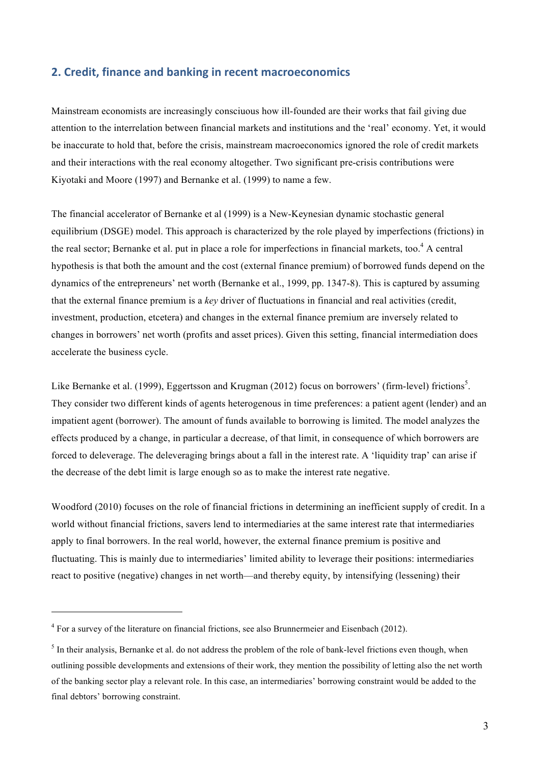## 2. Credit, finance and banking in recent macroeconomics

Mainstream economists are increasingly consciuous how ill-founded are their works that fail giving due attention to the interrelation between financial markets and institutions and the 'real' economy. Yet, it would be inaccurate to hold that, before the crisis, mainstream macroeconomics ignored the role of credit markets and their interactions with the real economy altogether. Two significant pre-crisis contributions were Kiyotaki and Moore (1997) and Bernanke et al. (1999) to name a few.

The financial accelerator of Bernanke et al (1999) is a New-Keynesian dynamic stochastic general equilibrium (DSGE) model. This approach is characterized by the role played by imperfections (frictions) in the real sector; Bernanke et al. put in place a role for imperfections in financial markets, too.[4] A central hypothesis is that both the amount and the cost (external finance premium) of borrowed funds depend on the dynamics of the entrepreneurs' net worth (Bernanke et al., 1999, pp. 1347-8). This is captured by assuming that the external finance premium is a *key* driver of fluctuations in financial and real activities (credit, investment, production, etcetera) and changes in the external finance premium are inversely related to changes in borrowers' net worth (profits and asset prices). Given this setting, financial intermediation does accelerate the business cycle.

Like Bernanke et al. (1999), Eggertsson and Krugman (2012) focus on borrowers' (firm-level) frictions[5]. They consider two different kinds of agents heterogenous in time preferences: a patient agent (lender) and an impatient agent (borrower). The amount of funds available to borrowing is limited. The model analyzes the effects produced by a change, in particular a decrease, of that limit, in consequence of which borrowers are forced to deleverage. The deleveraging brings about a fall in the interest rate. A 'liquidity trap' can arise if the decrease of the debt limit is large enough so as to make the interest rate negative.

Woodford (2010) focuses on the role of financial frictions in determining an inefficient supply of credit. In a world without financial frictions, savers lend to intermediaries at the same interest rate that intermediaries apply to final borrowers. In the real world, however, the external finance premium is positive and fluctuating. This is mainly due to intermediaries' limited ability to leverage their positions: intermediaries react to positive (negative) changes in net worth—and thereby equity, by intensifying (lessening) their

---

[4] For a survey of the literature on financial frictions, see also Brunnermeier and Eisenbach (2012).

[5] In their analysis, Bernanke et al. do not address the problem of the role of bank-level frictions even though, when outlining possible developments and extensions of their work, they mention the possibility of letting also the net worth of the banking sector play a relevant role. In this case, an intermediaries' borrowing constraint would be added to the final debtors' borrowing constraint.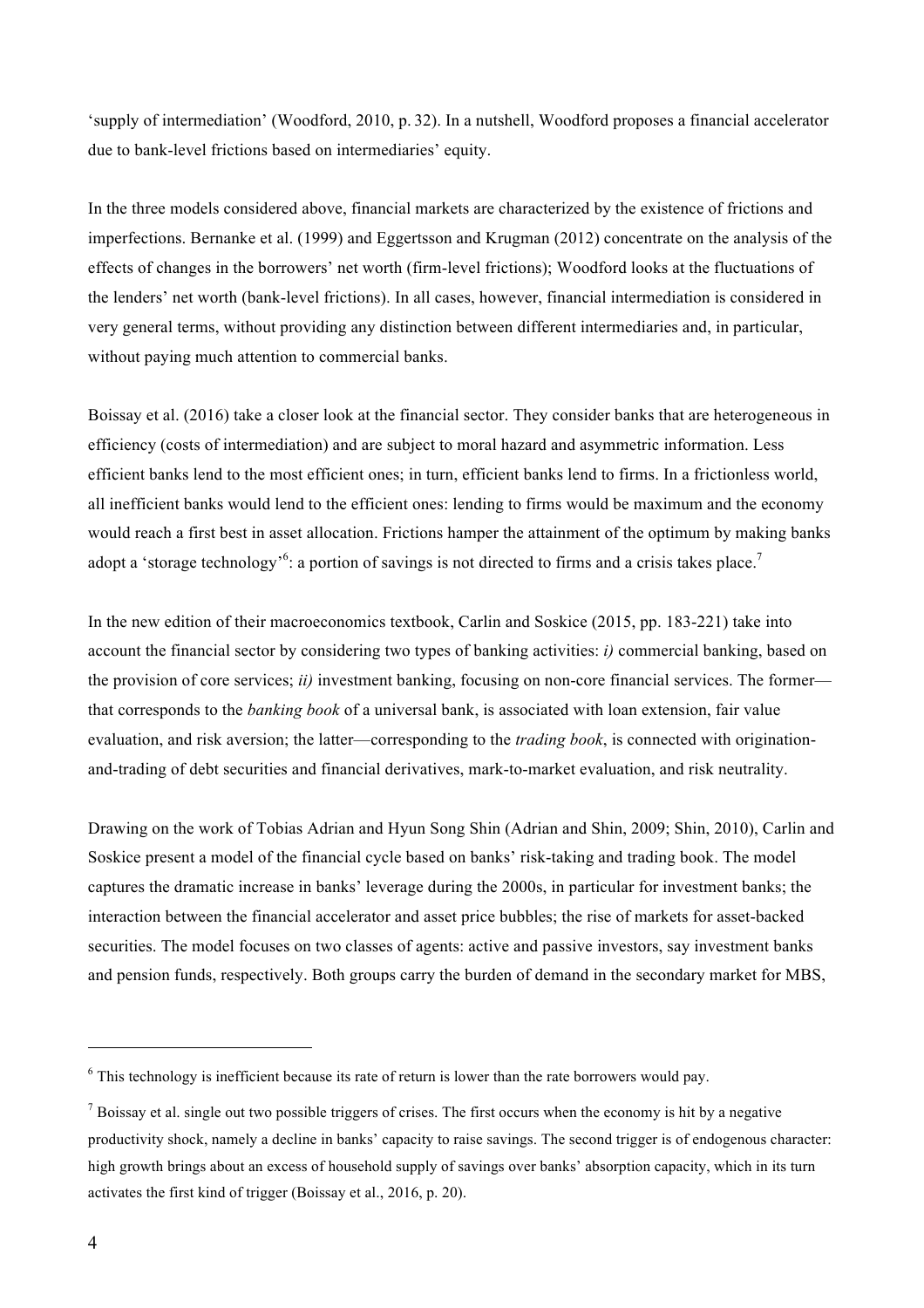'supply of intermediation' (Woodford, 2010, p. 32). In a nutshell, Woodford proposes a financial accelerator due to bank-level frictions based on intermediaries' equity.

In the three models considered above, financial markets are characterized by the existence of frictions and imperfections. Bernanke et al. (1999) and Eggertsson and Krugman (2012) concentrate on the analysis of the effects of changes in the borrowers' net worth (firm-level frictions); Woodford looks at the fluctuations of the lenders' net worth (bank-level frictions). In all cases, however, financial intermediation is considered in very general terms, without providing any distinction between different intermediaries and, in particular, without paying much attention to commercial banks.

Boissay et al. (2016) take a closer look at the financial sector. They consider banks that are heterogeneous in efficiency (costs of intermediation) and are subject to moral hazard and asymmetric information. Less efficient banks lend to the most efficient ones; in turn, efficient banks lend to firms. In a frictionless world, all inefficient banks would lend to the efficient ones: lending to firms would be maximum and the economy would reach a first best in asset allocation. Frictions hamper the attainment of the optimum by making banks adopt a 'storage technology'[6]: a portion of savings is not directed to firms and a crisis takes place.[7]

In the new edition of their macroeconomics textbook, Carlin and Soskice (2015, pp. 183-221) take into account the financial sector by considering two types of banking activities: *i)* commercial banking, based on the provision of core services; *ii)* investment banking, focusing on non-core financial services. The former—that corresponds to the *banking book* of a universal bank, is associated with loan extension, fair value evaluation, and risk aversion; the latter—corresponding to the *trading book*, is connected with origination-and-trading of debt securities and financial derivatives, mark-to-market evaluation, and risk neutrality.

Drawing on the work of Tobias Adrian and Hyun Song Shin (Adrian and Shin, 2009; Shin, 2010), Carlin and Soskice present a model of the financial cycle based on banks' risk-taking and trading book. The model captures the dramatic increase in banks' leverage during the 2000s, in particular for investment banks; the interaction between the financial accelerator and asset price bubbles; the rise of markets for asset-backed securities. The model focuses on two classes of agents: active and passive investors, say investment banks and pension funds, respectively. Both groups carry the burden of demand in the secondary market for MBS,

---

[6] This technology is inefficient because its rate of return is lower than the rate borrowers would pay.

[7] Boissay et al. single out two possible triggers of crises. The first occurs when the economy is hit by a negative productivity shock, namely a decline in banks' capacity to raise savings. The second trigger is of endogenous character: high growth brings about an excess of household supply of savings over banks' absorption capacity, which in its turn activates the first kind of trigger (Boissay et al., 2016, p. 20).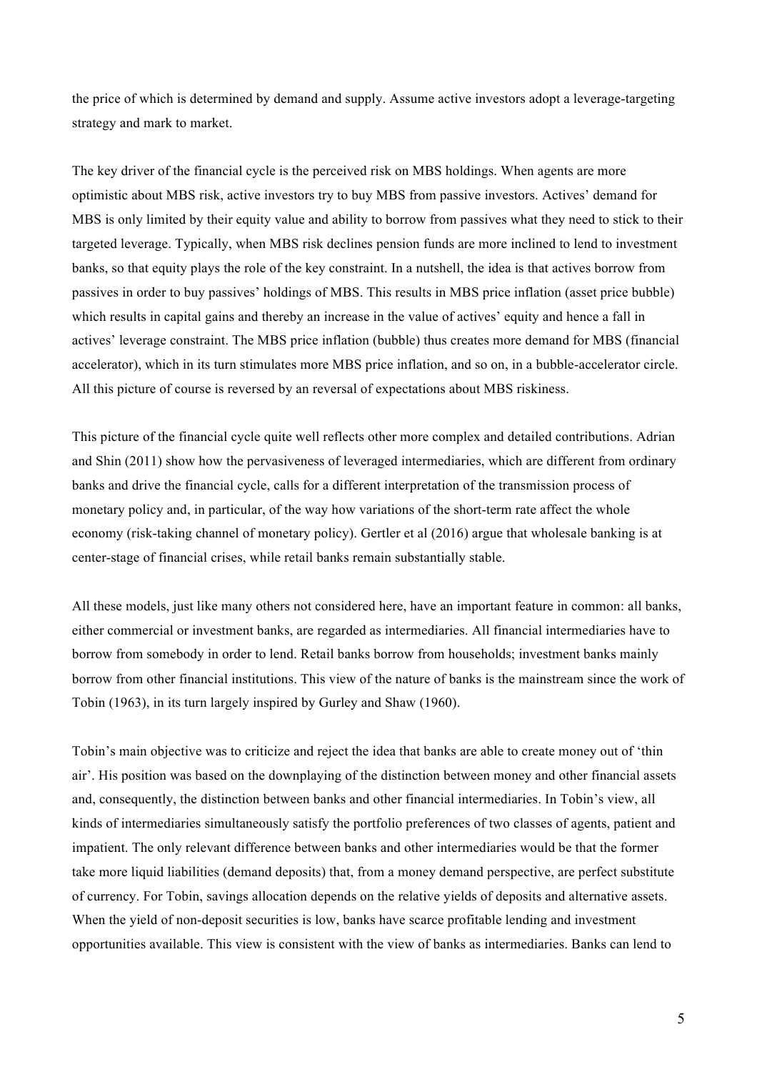the price of which is determined by demand and supply. Assume active investors adopt a leverage-targeting strategy and mark to market.

The key driver of the financial cycle is the perceived risk on MBS holdings. When agents are more optimistic about MBS risk, active investors try to buy MBS from passive investors. Actives' demand for MBS is only limited by their equity value and ability to borrow from passives what they need to stick to their targeted leverage. Typically, when MBS risk declines pension funds are more inclined to lend to investment banks, so that equity plays the role of the key constraint. In a nutshell, the idea is that actives borrow from passives in order to buy passives' holdings of MBS. This results in MBS price inflation (asset price bubble) which results in capital gains and thereby an increase in the value of actives' equity and hence a fall in actives' leverage constraint. The MBS price inflation (bubble) thus creates more demand for MBS (financial accelerator), which in its turn stimulates more MBS price inflation, and so on, in a bubble-accelerator circle. All this picture of course is reversed by an reversal of expectations about MBS riskiness.

This picture of the financial cycle quite well reflects other more complex and detailed contributions. Adrian and Shin (2011) show how the pervasiveness of leveraged intermediaries, which are different from ordinary banks and drive the financial cycle, calls for a different interpretation of the transmission process of monetary policy and, in particular, of the way how variations of the short-term rate affect the whole economy (risk-taking channel of monetary policy). Gertler et al (2016) argue that wholesale banking is at center-stage of financial crises, while retail banks remain substantially stable.

All these models, just like many others not considered here, have an important feature in common: all banks, either commercial or investment banks, are regarded as intermediaries. All financial intermediaries have to borrow from somebody in order to lend. Retail banks borrow from households; investment banks mainly borrow from other financial institutions. This view of the nature of banks is the mainstream since the work of Tobin (1963), in its turn largely inspired by Gurley and Shaw (1960).

Tobin's main objective was to criticize and reject the idea that banks are able to create money out of 'thin air'. His position was based on the downplaying of the distinction between money and other financial assets and, consequently, the distinction between banks and other financial intermediaries. In Tobin's view, all kinds of intermediaries simultaneously satisfy the portfolio preferences of two classes of agents, patient and impatient. The only relevant difference between banks and other intermediaries would be that the former take more liquid liabilities (demand deposits) that, from a money demand perspective, are perfect substitute of currency. For Tobin, savings allocation depends on the relative yields of deposits and alternative assets. When the yield of non-deposit securities is low, banks have scarce profitable lending and investment opportunities available. This view is consistent with the view of banks as intermediaries. Banks can lend to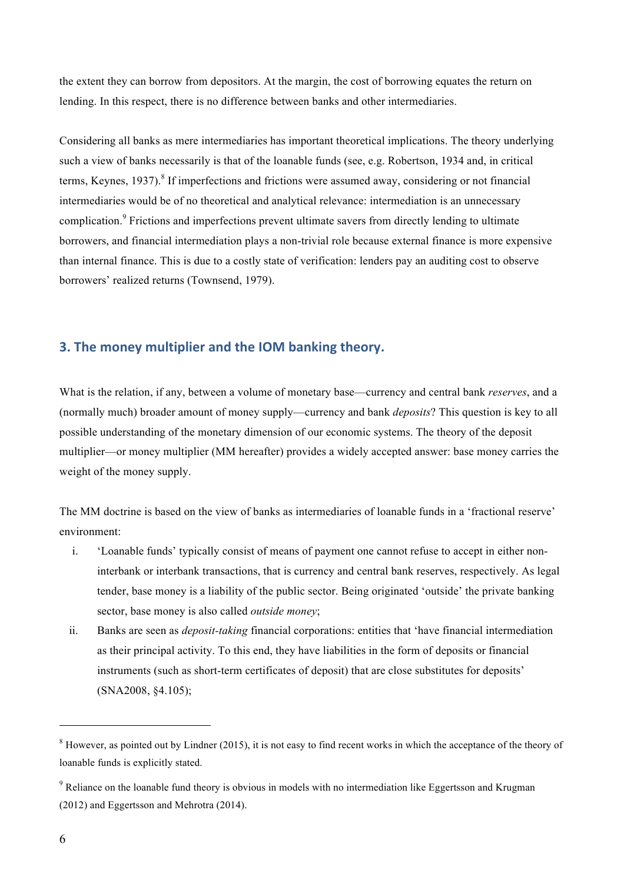the extent they can borrow from depositors. At the margin, the cost of borrowing equates the return on lending. In this respect, there is no difference between banks and other intermediaries.

Considering all banks as mere intermediaries has important theoretical implications. The theory underlying such a view of banks necessarily is that of the loanable funds (see, e.g. Robertson, 1934 and, in critical terms, Keynes, 1937).[8] If imperfections and frictions were assumed away, considering or not financial intermediaries would be of no theoretical and analytical relevance: intermediation is an unnecessary complication.[9] Frictions and imperfections prevent ultimate savers from directly lending to ultimate borrowers, and financial intermediation plays a non-trivial role because external finance is more expensive than internal finance. This is due to a costly state of verification: lenders pay an auditing cost to observe borrowers' realized returns (Townsend, 1979).

## 3. The money multiplier and the IOM banking theory.

What is the relation, if any, between a volume of monetary base—currency and central bank *reserves*, and a (normally much) broader amount of money supply—currency and bank *deposits*? This question is key to all possible understanding of the monetary dimension of our economic systems. The theory of the deposit multiplier—or money multiplier (MM hereafter) provides a widely accepted answer: base money carries the weight of the money supply.

The MM doctrine is based on the view of banks as intermediaries of loanable funds in a 'fractional reserve' environment:

i. 'Loanable funds' typically consist of means of payment one cannot refuse to accept in either non-interbank or interbank transactions, that is currency and central bank reserves, respectively. As legal tender, base money is a liability of the public sector. Being originated 'outside' the private banking sector, base money is also called *outside money*;
ii. Banks are seen as *deposit-taking* financial corporations: entities that 'have financial intermediation as their principal activity. To this end, they have liabilities in the form of deposits or financial instruments (such as short-term certificates of deposit) that are close substitutes for deposits' (SNA2008, §4.105);

---

[8] However, as pointed out by Lindner (2015), it is not easy to find recent works in which the acceptance of the theory of loanable funds is explicitly stated.

[9] Reliance on the loanable fund theory is obvious in models with no intermediation like Eggertsson and Krugman (2012) and Eggertsson and Mehrotra (2014).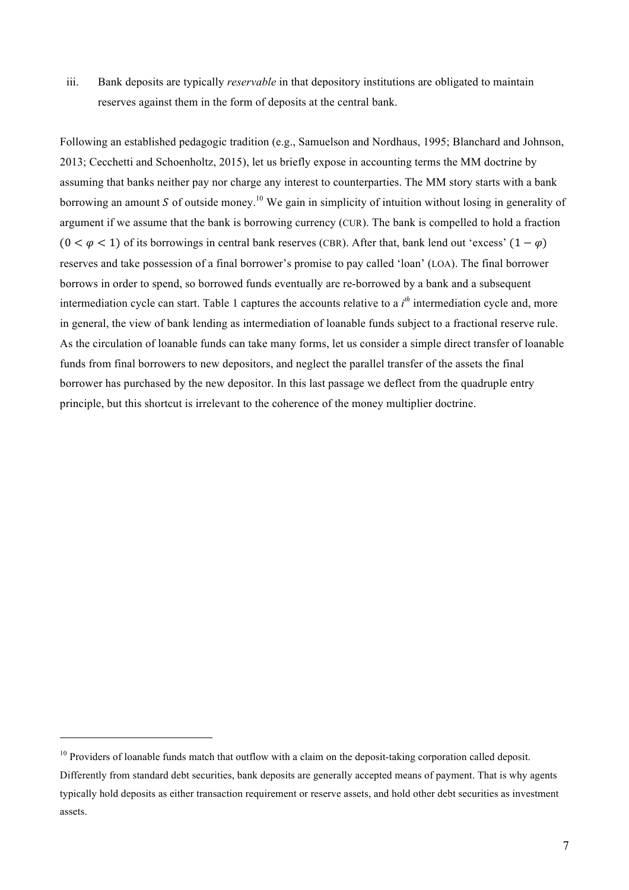iii. Bank deposits are typically *reservable* in that depository institutions are obligated to maintain reserves against them in the form of deposits at the central bank.

Following an established pedagogic tradition (e.g., Samuelson and Nordhaus, 1995; Blanchard and Johnson, 2013; Cecchetti and Schoenholtz, 2015), let us briefly expose in accounting terms the MM doctrine by assuming that banks neither pay nor charge any interest to counterparties. The MM story starts with a bank borrowing an amount $S$ of outside money.[10] We gain in simplicity of intuition without losing in generality of argument if we assume that the bank is borrowing currency (CUR). The bank is compelled to hold a fraction $(0 < \varphi < 1)$ of its borrowings in central bank reserves (CBR). After that, bank lend out 'excess' $(1 - \varphi)$ reserves and take possession of a final borrower's promise to pay called 'loan' (LOA). The final borrower borrows in order to spend, so borrowed funds eventually are re-borrowed by a bank and a subsequent intermediation cycle can start. Table 1 captures the accounts relative to a $i^{th}$ intermediation cycle and, more in general, the view of bank lending as intermediation of loanable funds subject to a fractional reserve rule. As the circulation of loanable funds can take many forms, let us consider a simple direct transfer of loanable funds from final borrowers to new depositors, and neglect the parallel transfer of the assets the final borrower has purchased by the new depositor. In this last passage we deflect from the quadruple entry principle, but this shortcut is irrelevant to the coherence of the money multiplier doctrine.

---

[10] Providers of loanable funds match that outflow with a claim on the deposit-taking corporation called deposit. Differently from standard debt securities, bank deposits are generally accepted means of payment. That is why agents typically hold deposits as either transaction requirement or reserve assets, and hold other debt securities as investment assets.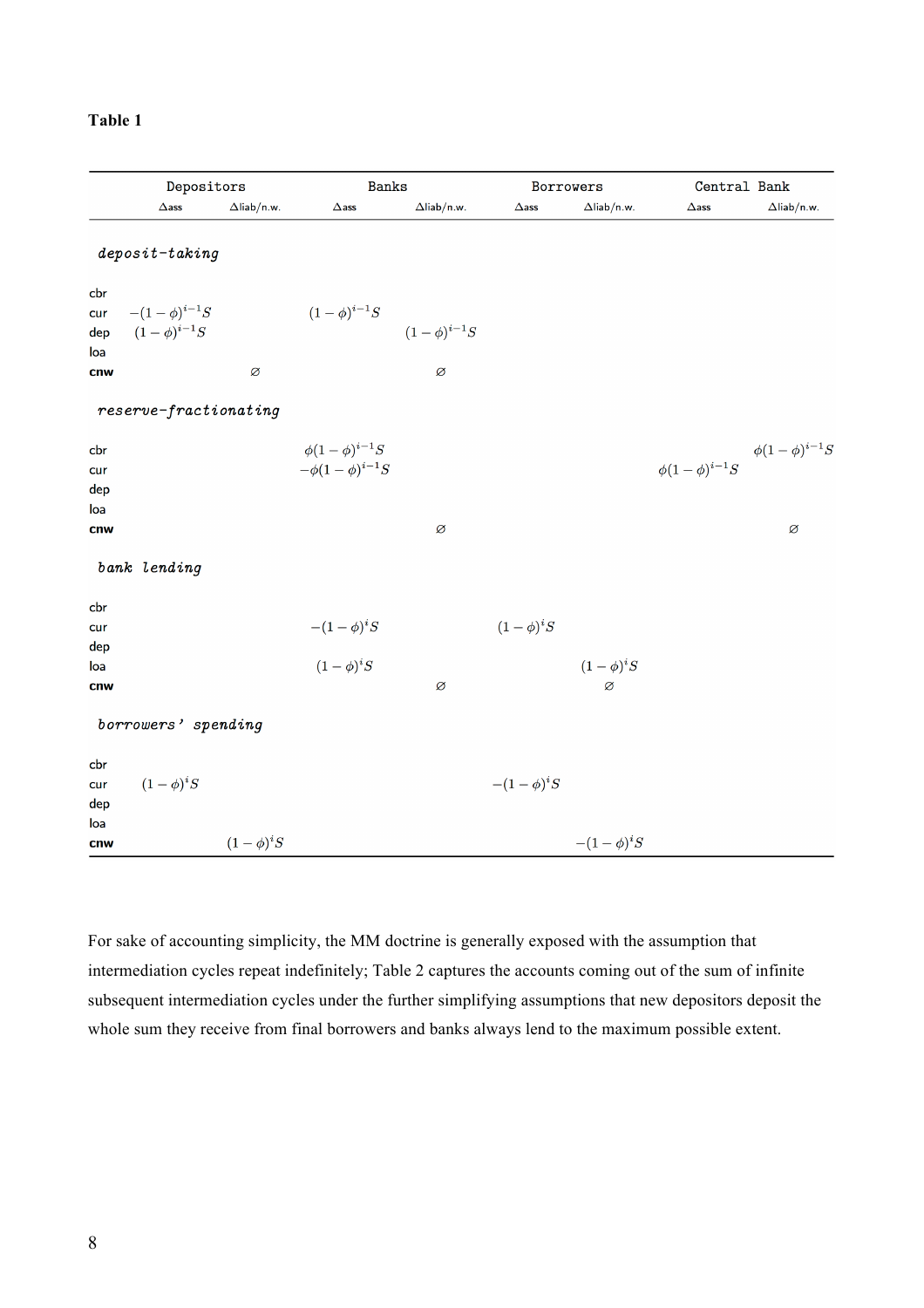**Table 1**

| | Depositors | | Banks | | Borrowers | | Central Bank | |
|---|---|---|---|---|---|---|---|---|
| | Δass | Δliab/n.w. | Δass | Δliab/n.w. | Δass | Δliab/n.w. | Δass | Δliab/n.w. |
| *deposit-taking* | | | | | | | | |
| cbr | | | | | | | | |
| cur | $-(1-\phi)^{i-1}S$ | | $(1-\phi)^{i-1}S$ | | | | | |
| dep | $(1-\phi)^{i-1}S$ | | | $(1-\phi)^{i-1}S$ | | | | |
| loa | | | | | | | | |
| **cnw** | | $\varnothing$ | | $\varnothing$ | | | | |
| *reserve-fractionating* | | | | | | | | |
| cbr | | | $\phi(1-\phi)^{i-1}S$ | | | | | $\phi(1-\phi)^{i-1}S$ |
| cur | | | $-\phi(1-\phi)^{i-1}S$ | | | | $\phi(1-\phi)^{i-1}S$ | |
| dep | | | | | | | | |
| loa | | | | | | | | |
| **cnw** | | | | $\varnothing$ | | | | $\varnothing$ |
| *bank lending* | | | | | | | | |
| cbr | | | | | | | | |
| cur | | | $-(1-\phi)^{i}S$ | | $(1-\phi)^{i}S$ | | | |
| dep | | | | | | | | |
| loa | | | $(1-\phi)^{i}S$ | | | $(1-\phi)^{i}S$ | | |
| **cnw** | | | | $\varnothing$ | | $\varnothing$ | | |
| *borrowers' spending* | | | | | | | | |
| cbr | | | | | | | | |
| cur | $(1-\phi)^{i}S$ | | | | $-(1-\phi)^{i}S$ | | | |
| dep | | | | | | | | |
| loa | | | | | | | | |
| **cnw** | | $(1-\phi)^{i}S$ | | | | $-(1-\phi)^{i}S$ | | |

For sake of accounting simplicity, the MM doctrine is generally exposed with the assumption that intermediation cycles repeat indefinitely; Table 2 captures the accounts coming out of the sum of infinite subsequent intermediation cycles under the further simplifying assumptions that new depositors deposit the whole sum they receive from final borrowers and banks always lend to the maximum possible extent.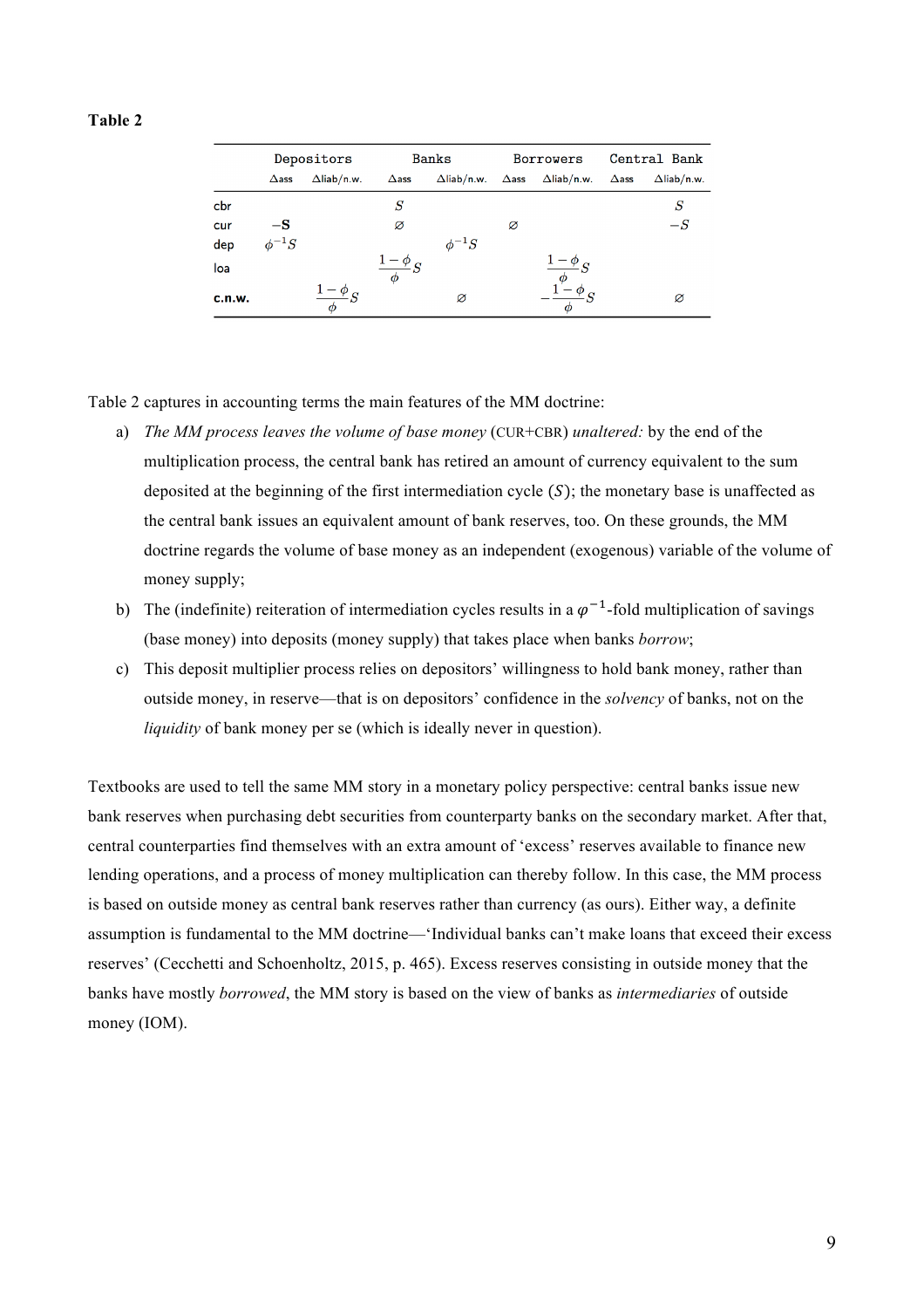**Table 2**

| | Depositors | | Banks | | Borrowers | | Central Bank | |
|---|---|---|---|---|---|---|---|---|
| | Δass | Δliab/n.w. | Δass | Δliab/n.w. | Δass | Δliab/n.w. | Δass | Δliab/n.w. |
| cbr | | | $S$ | | | | | $S$ |
| cur | $-\mathbf{S}$ | | $\varnothing$ | | $\varnothing$ | | | $-S$ |
| dep | $\phi^{-1}S$ | | | $\phi^{-1}S$ | | | | |
| loa | | | $\frac{1-\phi}{\phi}S$ | | | $\frac{1-\phi}{\phi}S$ | | |
| **c.n.w.** | | $\frac{1-\phi}{\phi}S$ | | $\varnothing$ | | $-\frac{1-\phi}{\phi}S$ | | $\varnothing$ |

Table 2 captures in accounting terms the main features of the MM doctrine:

a) *The MM process leaves the volume of base money* (CUR+CBR) *unaltered:* by the end of the multiplication process, the central bank has retired an amount of currency equivalent to the sum deposited at the beginning of the first intermediation cycle ($S$); the monetary base is unaffected as the central bank issues an equivalent amount of bank reserves, too. On these grounds, the MM doctrine regards the volume of base money as an independent (exogenous) variable of the volume of money supply;
b) The (indefinite) reiteration of intermediation cycles results in a $\varphi^{-1}$-fold multiplication of savings (base money) into deposits (money supply) that takes place when banks *borrow*;
c) This deposit multiplier process relies on depositors' willingness to hold bank money, rather than outside money, in reserve—that is on depositors' confidence in the *solvency* of banks, not on the *liquidity* of bank money per se (which is ideally never in question).

Textbooks are used to tell the same MM story in a monetary policy perspective: central banks issue new bank reserves when purchasing debt securities from counterparty banks on the secondary market. After that, central counterparties find themselves with an extra amount of 'excess' reserves available to finance new lending operations, and a process of money multiplication can thereby follow. In this case, the MM process is based on outside money as central bank reserves rather than currency (as ours). Either way, a definite assumption is fundamental to the MM doctrine—'Individual banks can't make loans that exceed their excess reserves' (Cecchetti and Schoenholtz, 2015, p. 465). Excess reserves consisting in outside money that the banks have mostly *borrowed*, the MM story is based on the view of banks as *intermediaries* of outside money (IOM).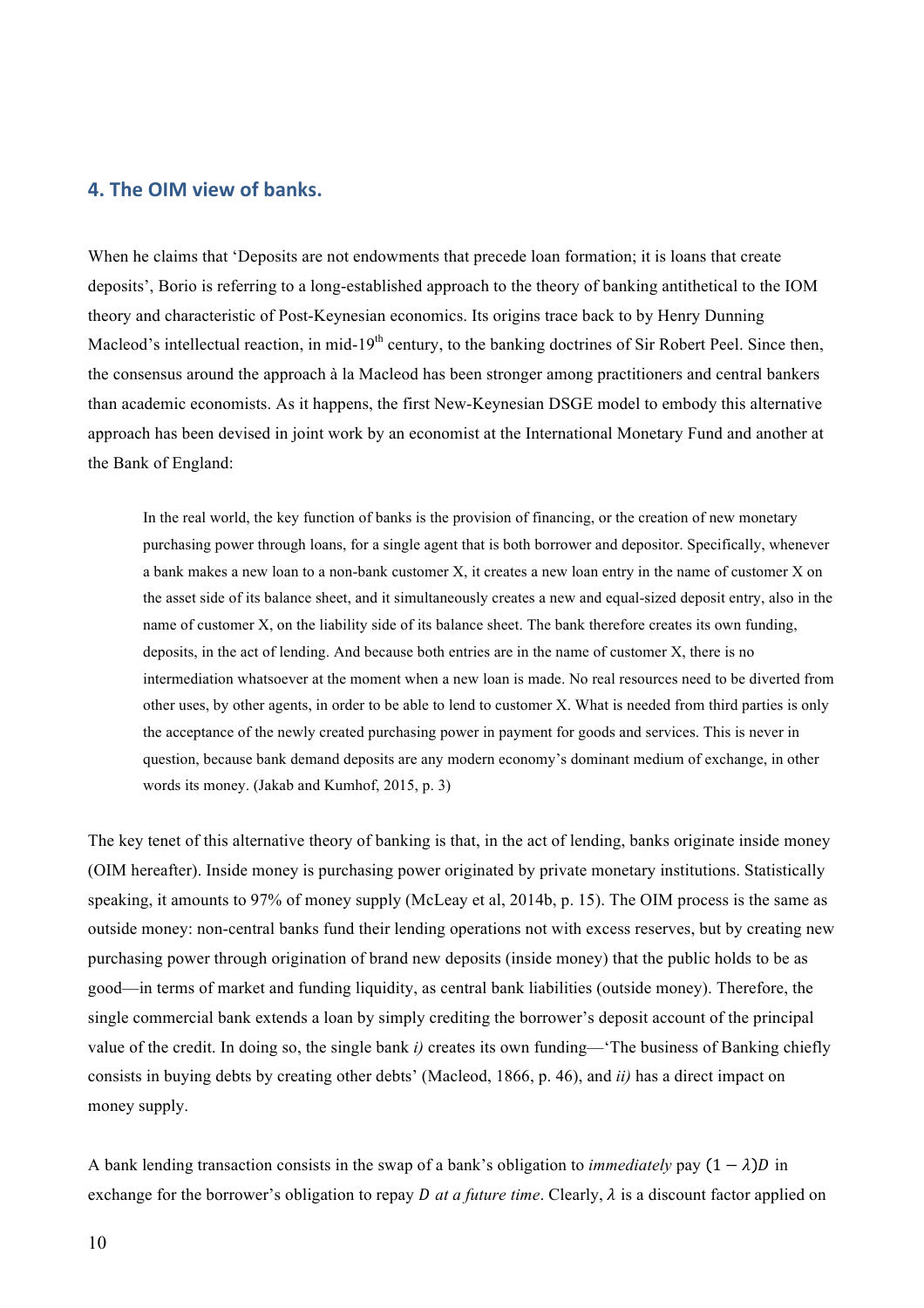## 4. The OIM view of banks.

When he claims that 'Deposits are not endowments that precede loan formation; it is loans that create deposits', Borio is referring to a long-established approach to the theory of banking antithetical to the IOM theory and characteristic of Post-Keynesian economics. Its origins trace back to by Henry Dunning Macleod's intellectual reaction, in mid-19th century, to the banking doctrines of Sir Robert Peel. Since then, the consensus around the approach à la Macleod has been stronger among practitioners and central bankers than academic economists. As it happens, the first New-Keynesian DSGE model to embody this alternative approach has been devised in joint work by an economist at the International Monetary Fund and another at the Bank of England:

> In the real world, the key function of banks is the provision of financing, or the creation of new monetary purchasing power through loans, for a single agent that is both borrower and depositor. Specifically, whenever a bank makes a new loan to a non-bank customer X, it creates a new loan entry in the name of customer X on the asset side of its balance sheet, and it simultaneously creates a new and equal-sized deposit entry, also in the name of customer X, on the liability side of its balance sheet. The bank therefore creates its own funding, deposits, in the act of lending. And because both entries are in the name of customer X, there is no intermediation whatsoever at the moment when a new loan is made. No real resources need to be diverted from other uses, by other agents, in order to be able to lend to customer X. What is needed from third parties is only the acceptance of the newly created purchasing power in payment for goods and services. This is never in question, because bank demand deposits are any modern economy's dominant medium of exchange, in other words its money. (Jakab and Kumhof, 2015, p. 3)

The key tenet of this alternative theory of banking is that, in the act of lending, banks originate inside money (OIM hereafter). Inside money is purchasing power originated by private monetary institutions. Statistically speaking, it amounts to 97% of money supply (McLeay et al, 2014b, p. 15). The OIM process is the same as outside money: non-central banks fund their lending operations not with excess reserves, but by creating new purchasing power through origination of brand new deposits (inside money) that the public holds to be as good—in terms of market and funding liquidity, as central bank liabilities (outside money). Therefore, the single commercial bank extends a loan by simply crediting the borrower's deposit account of the principal value of the credit. In doing so, the single bank *i)* creates its own funding—'The business of Banking chiefly consists in buying debts by creating other debts' (Macleod, 1866, p. 46), and *ii)* has a direct impact on money supply.

A bank lending transaction consists in the swap of a bank's obligation to *immediately* pay $(1-\lambda)D$ in exchange for the borrower's obligation to repay $D$ *at a future time*. Clearly, $\lambda$ is a discount factor applied on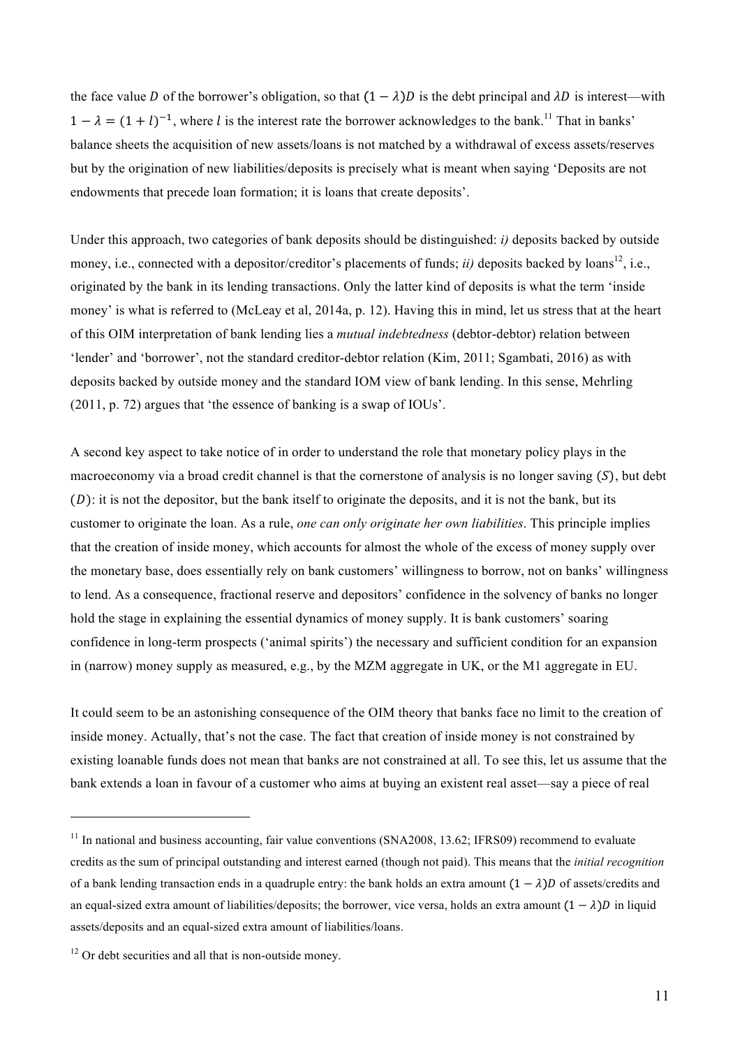the face value $D$ of the borrower's obligation, so that $(1-\lambda)D$ is the debt principal and $\lambda D$ is interest—with $1-\lambda=(1+l)^{-1}$, where $l$ is the interest rate the borrower acknowledges to the bank.[11] That in banks' balance sheets the acquisition of new assets/loans is not matched by a withdrawal of excess assets/reserves but by the origination of new liabilities/deposits is precisely what is meant when saying 'Deposits are not endowments that precede loan formation; it is loans that create deposits'.

Under this approach, two categories of bank deposits should be distinguished: *i)* deposits backed by outside money, i.e., connected with a depositor/creditor's placements of funds; *ii)* deposits backed by loans[12], i.e., originated by the bank in its lending transactions. Only the latter kind of deposits is what the term 'inside money' is what is referred to (McLeay et al, 2014a, p. 12). Having this in mind, let us stress that at the heart of this OIM interpretation of bank lending lies a *mutual indebtedness* (debtor-debtor) relation between 'lender' and 'borrower', not the standard creditor-debtor relation (Kim, 2011; Sgambati, 2016) as with deposits backed by outside money and the standard IOM view of bank lending. In this sense, Mehrling (2011, p. 72) argues that 'the essence of banking is a swap of IOUs'.

A second key aspect to take notice of in order to understand the role that monetary policy plays in the macroeconomy via a broad credit channel is that the cornerstone of analysis is no longer saving $(S)$, but debt $(D)$: it is not the depositor, but the bank itself to originate the deposits, and it is not the bank, but its customer to originate the loan. As a rule, *one can only originate her own liabilities*. This principle implies that the creation of inside money, which accounts for almost the whole of the excess of money supply over the monetary base, does essentially rely on bank customers' willingness to borrow, not on banks' willingness to lend. As a consequence, fractional reserve and depositors' confidence in the solvency of banks no longer hold the stage in explaining the essential dynamics of money supply. It is bank customers' soaring confidence in long-term prospects ('animal spirits') the necessary and sufficient condition for an expansion in (narrow) money supply as measured, e.g., by the MZM aggregate in UK, or the M1 aggregate in EU.

It could seem to be an astonishing consequence of the OIM theory that banks face no limit to the creation of inside money. Actually, that's not the case. The fact that creation of inside money is not constrained by existing loanable funds does not mean that banks are not constrained at all. To see this, let us assume that the bank extends a loan in favour of a customer who aims at buying an existent real asset—say a piece of real

---

[11] In national and business accounting, fair value conventions (SNA2008, 13.62; IFRS09) recommend to evaluate credits as the sum of principal outstanding and interest earned (though not paid). This means that the *initial recognition* of a bank lending transaction ends in a quadruple entry: the bank holds an extra amount $(1-\lambda)D$ of assets/credits and an equal-sized extra amount of liabilities/deposits; the borrower, vice versa, holds an extra amount $(1-\lambda)D$ in liquid assets/deposits and an equal-sized extra amount of liabilities/loans.

[12] Or debt securities and all that is non-outside money.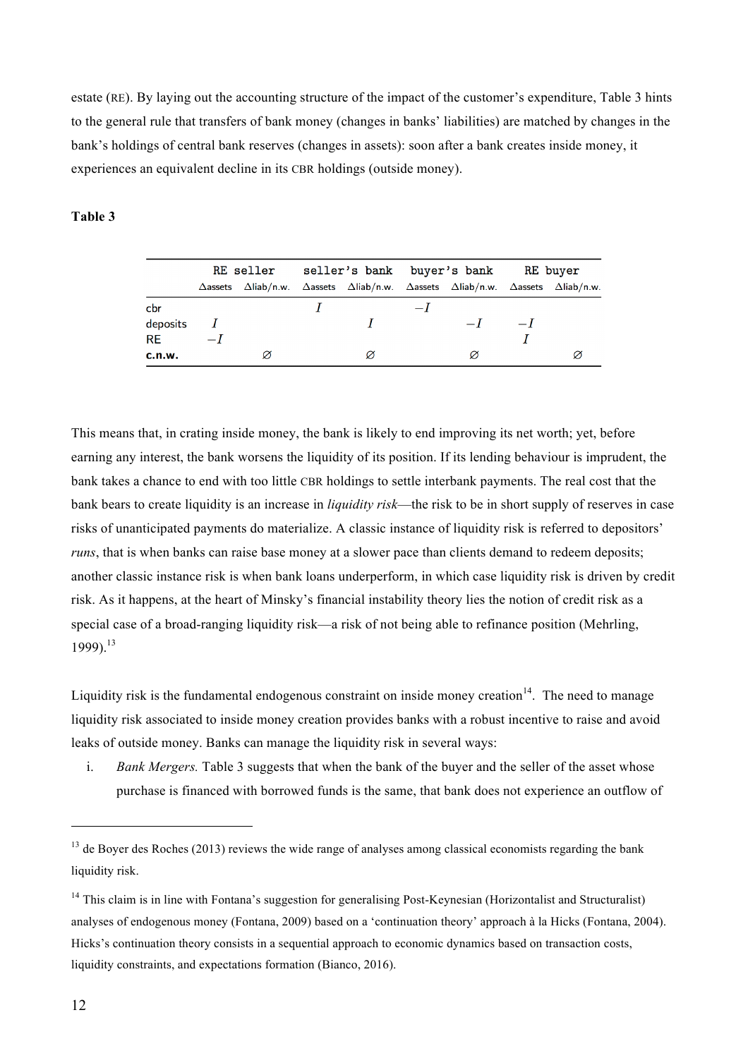estate (RE). By laying out the accounting structure of the impact of the customer's expenditure, Table 3 hints to the general rule that transfers of bank money (changes in banks' liabilities) are matched by changes in the bank's holdings of central bank reserves (changes in assets): soon after a bank creates inside money, it experiences an equivalent decline in its CBR holdings (outside money).

**Table 3**

| | RE seller | | seller's bank | | buyer's bank | | RE buyer | |
|---|---|---|---|---|---|---|---|---|
| | Δassets | Δliab/n.w. | Δassets | Δliab/n.w. | Δassets | Δliab/n.w. | Δassets | Δliab/n.w. |
| cbr | | | $I$ | | $-I$ | | | |
| deposits | $I$ | | | $I$ | | $-I$ | $-I$ | |
| RE | $-I$ | | | | | | $I$ | |
| **c.n.w.** | | ∅ | | ∅ | | ∅ | | ∅ |

This means that, in crating inside money, the bank is likely to end improving its net worth; yet, before earning any interest, the bank worsens the liquidity of its position. If its lending behaviour is imprudent, the bank takes a chance to end with too little CBR holdings to settle interbank payments. The real cost that the bank bears to create liquidity is an increase in *liquidity risk*—the risk to be in short supply of reserves in case risks of unanticipated payments do materialize. A classic instance of liquidity risk is referred to depositors' *runs*, that is when banks can raise base money at a slower pace than clients demand to redeem deposits; another classic instance risk is when bank loans underperform, in which case liquidity risk is driven by credit risk. As it happens, at the heart of Minsky's financial instability theory lies the notion of credit risk as a special case of a broad-ranging liquidity risk—a risk of not being able to refinance position (Mehrling, 1999).[13]

Liquidity risk is the fundamental endogenous constraint on inside money creation[14]. The need to manage liquidity risk associated to inside money creation provides banks with a robust incentive to raise and avoid leaks of outside money. Banks can manage the liquidity risk in several ways:

i. *Bank Mergers.* Table 3 suggests that when the bank of the buyer and the seller of the asset whose purchase is financed with borrowed funds is the same, that bank does not experience an outflow of

---

[13] de Boyer des Roches (2013) reviews the wide range of analyses among classical economists regarding the bank liquidity risk.

[14] This claim is in line with Fontana's suggestion for generalising Post-Keynesian (Horizontalist and Structuralist) analyses of endogenous money (Fontana, 2009) based on a 'continuation theory' approach à la Hicks (Fontana, 2004). Hicks's continuation theory consists in a sequential approach to economic dynamics based on transaction costs, liquidity constraints, and expectations formation (Bianco, 2016).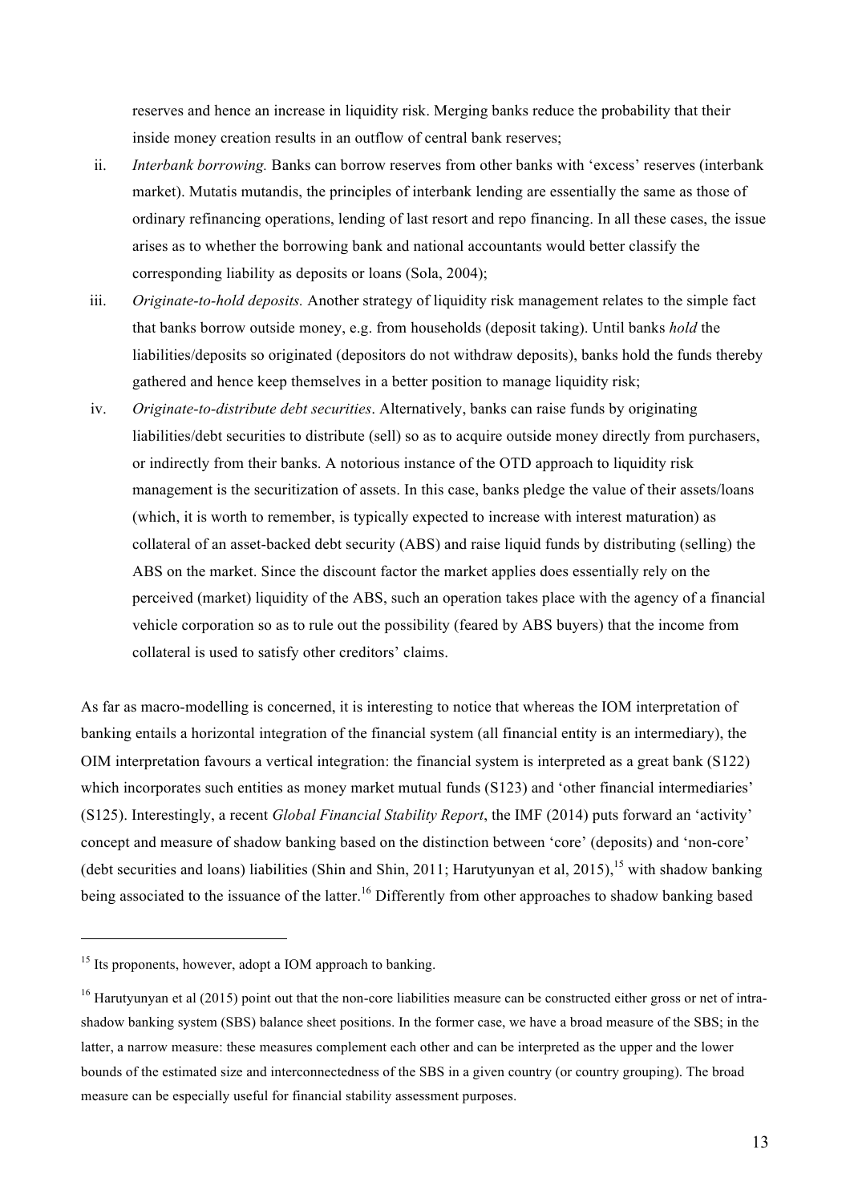reserves and hence an increase in liquidity risk. Merging banks reduce the probability that their inside money creation results in an outflow of central bank reserves;

ii. *Interbank borrowing.* Banks can borrow reserves from other banks with 'excess' reserves (interbank market). Mutatis mutandis, the principles of interbank lending are essentially the same as those of ordinary refinancing operations, lending of last resort and repo financing. In all these cases, the issue arises as to whether the borrowing bank and national accountants would better classify the corresponding liability as deposits or loans (Sola, 2004);

iii. *Originate-to-hold deposits.* Another strategy of liquidity risk management relates to the simple fact that banks borrow outside money, e.g. from households (deposit taking). Until banks *hold* the liabilities/deposits so originated (depositors do not withdraw deposits), banks hold the funds thereby gathered and hence keep themselves in a better position to manage liquidity risk;

iv. *Originate-to-distribute debt securities*. Alternatively, banks can raise funds by originating liabilities/debt securities to distribute (sell) so as to acquire outside money directly from purchasers, or indirectly from their banks. A notorious instance of the OTD approach to liquidity risk management is the securitization of assets. In this case, banks pledge the value of their assets/loans (which, it is worth to remember, is typically expected to increase with interest maturation) as collateral of an asset-backed debt security (ABS) and raise liquid funds by distributing (selling) the ABS on the market. Since the discount factor the market applies does essentially rely on the perceived (market) liquidity of the ABS, such an operation takes place with the agency of a financial vehicle corporation so as to rule out the possibility (feared by ABS buyers) that the income from collateral is used to satisfy other creditors' claims.

As far as macro-modelling is concerned, it is interesting to notice that whereas the IOM interpretation of banking entails a horizontal integration of the financial system (all financial entity is an intermediary), the OIM interpretation favours a vertical integration: the financial system is interpreted as a great bank (S122) which incorporates such entities as money market mutual funds (S123) and 'other financial intermediaries' (S125). Interestingly, a recent *Global Financial Stability Report*, the IMF (2014) puts forward an 'activity' concept and measure of shadow banking based on the distinction between 'core' (deposits) and 'non-core' (debt securities and loans) liabilities (Shin and Shin, 2011; Harutyunyan et al, 2015),[15] with shadow banking being associated to the issuance of the latter.[16] Differently from other approaches to shadow banking based

---

[15] Its proponents, however, adopt a IOM approach to banking.

[16] Harutyunyan et al (2015) point out that the non-core liabilities measure can be constructed either gross or net of intra-shadow banking system (SBS) balance sheet positions. In the former case, we have a broad measure of the SBS; in the latter, a narrow measure: these measures complement each other and can be interpreted as the upper and the lower bounds of the estimated size and interconnectedness of the SBS in a given country (or country grouping). The broad measure can be especially useful for financial stability assessment purposes.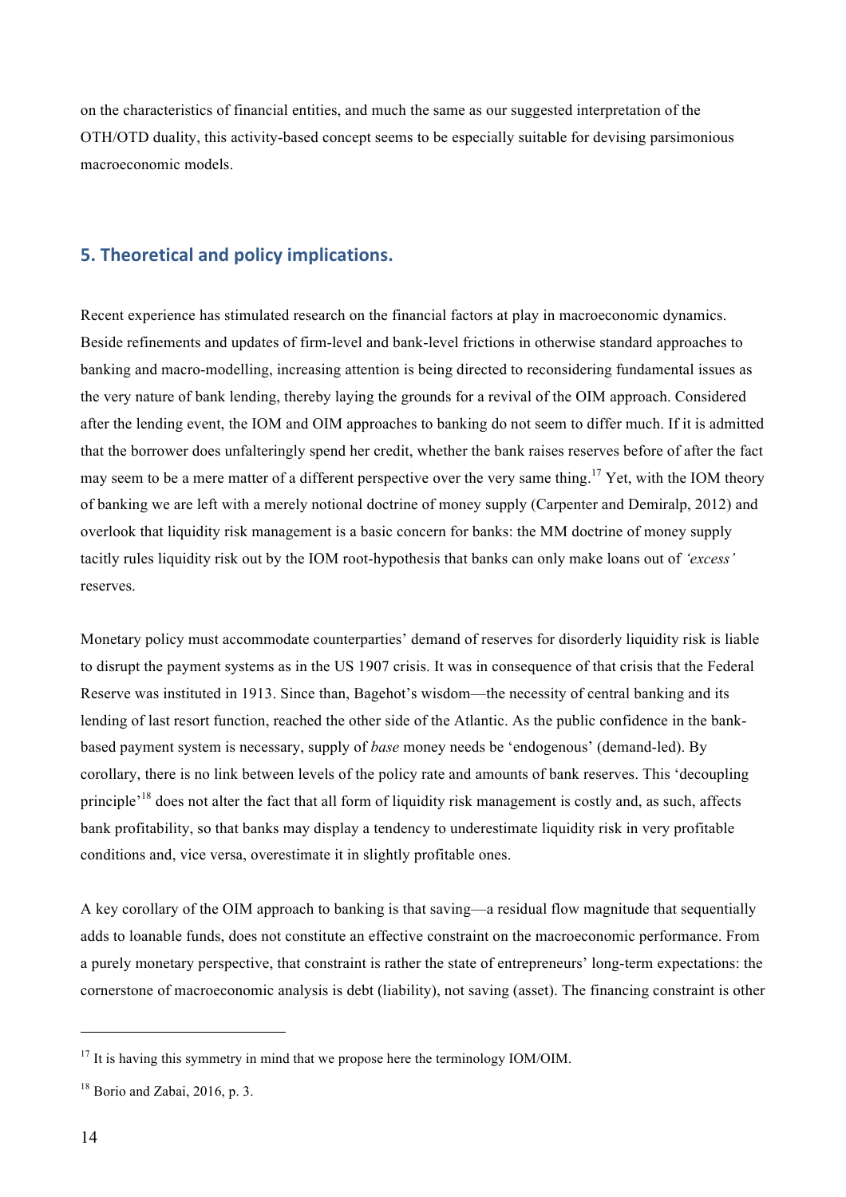on the characteristics of financial entities, and much the same as our suggested interpretation of the OTH/OTD duality, this activity-based concept seems to be especially suitable for devising parsimonious macroeconomic models.

## 5. Theoretical and policy implications.

Recent experience has stimulated research on the financial factors at play in macroeconomic dynamics. Beside refinements and updates of firm-level and bank-level frictions in otherwise standard approaches to banking and macro-modelling, increasing attention is being directed to reconsidering fundamental issues as the very nature of bank lending, thereby laying the grounds for a revival of the OIM approach. Considered after the lending event, the IOM and OIM approaches to banking do not seem to differ much. If it is admitted that the borrower does unfalteringly spend her credit, whether the bank raises reserves before of after the fact may seem to be a mere matter of a different perspective over the very same thing.[17] Yet, with the IOM theory of banking we are left with a merely notional doctrine of money supply (Carpenter and Demiralp, 2012) and overlook that liquidity risk management is a basic concern for banks: the MM doctrine of money supply tacitly rules liquidity risk out by the IOM root-hypothesis that banks can only make loans out of *'excess'* reserves.

Monetary policy must accommodate counterparties' demand of reserves for disorderly liquidity risk is liable to disrupt the payment systems as in the US 1907 crisis. It was in consequence of that crisis that the Federal Reserve was instituted in 1913. Since than, Bagehot's wisdom—the necessity of central banking and its lending of last resort function, reached the other side of the Atlantic. As the public confidence in the bank-based payment system is necessary, supply of *base* money needs be 'endogenous' (demand-led). By corollary, there is no link between levels of the policy rate and amounts of bank reserves. This 'decoupling principle'[18] does not alter the fact that all form of liquidity risk management is costly and, as such, affects bank profitability, so that banks may display a tendency to underestimate liquidity risk in very profitable conditions and, vice versa, overestimate it in slightly profitable ones.

A key corollary of the OIM approach to banking is that saving—a residual flow magnitude that sequentially adds to loanable funds, does not constitute an effective constraint on the macroeconomic performance. From a purely monetary perspective, that constraint is rather the state of entrepreneurs' long-term expectations: the cornerstone of macroeconomic analysis is debt (liability), not saving (asset). The financing constraint is other

---

[17] It is having this symmetry in mind that we propose here the terminology IOM/OIM.

[18] Borio and Zabai, 2016, p. 3.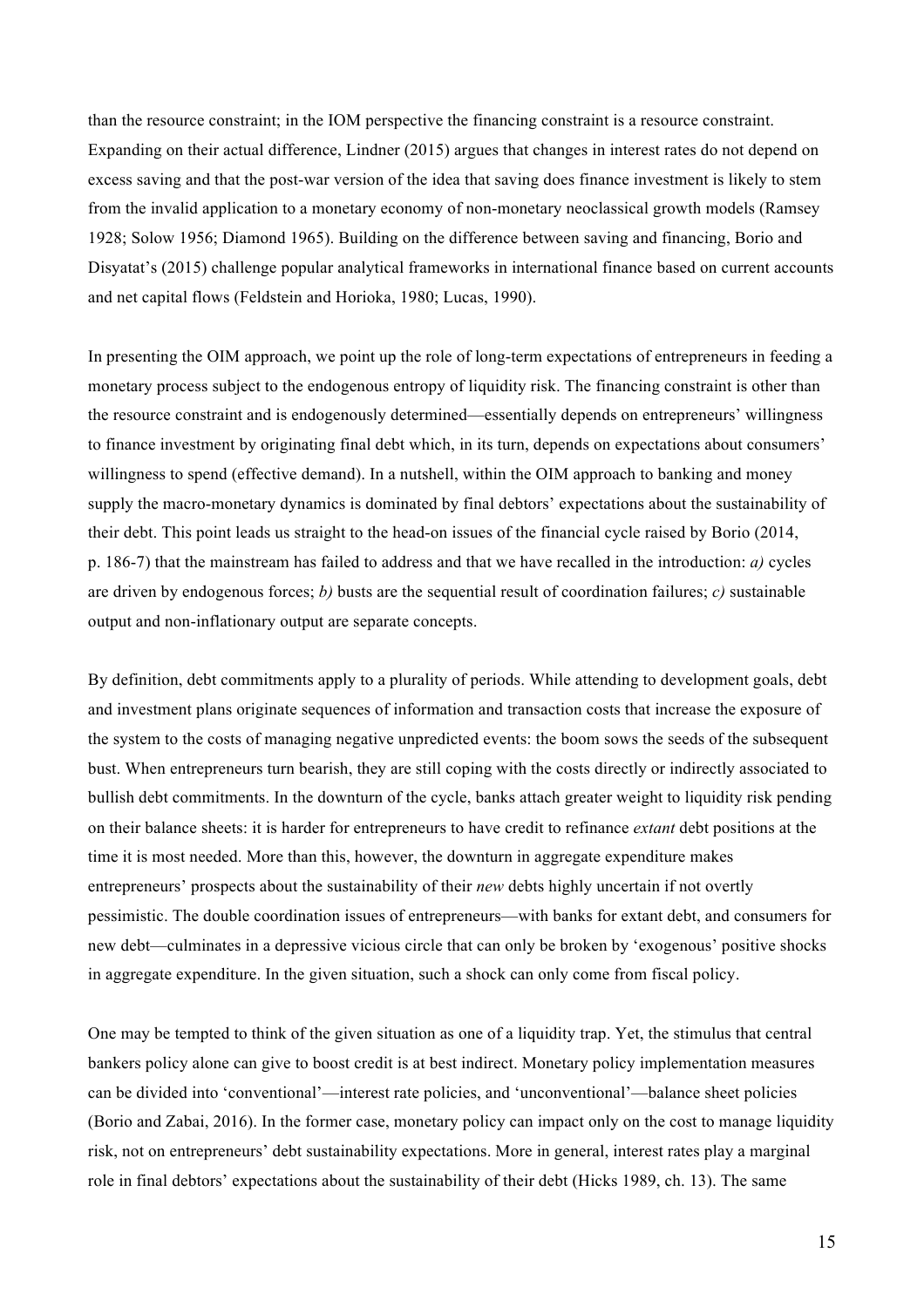than the resource constraint; in the IOM perspective the financing constraint is a resource constraint. Expanding on their actual difference, Lindner (2015) argues that changes in interest rates do not depend on excess saving and that the post-war version of the idea that saving does finance investment is likely to stem from the invalid application to a monetary economy of non-monetary neoclassical growth models (Ramsey 1928; Solow 1956; Diamond 1965). Building on the difference between saving and financing, Borio and Disyatat's (2015) challenge popular analytical frameworks in international finance based on current accounts and net capital flows (Feldstein and Horioka, 1980; Lucas, 1990).

In presenting the OIM approach, we point up the role of long-term expectations of entrepreneurs in feeding a monetary process subject to the endogenous entropy of liquidity risk. The financing constraint is other than the resource constraint and is endogenously determined—essentially depends on entrepreneurs' willingness to finance investment by originating final debt which, in its turn, depends on expectations about consumers' willingness to spend (effective demand). In a nutshell, within the OIM approach to banking and money supply the macro-monetary dynamics is dominated by final debtors' expectations about the sustainability of their debt. This point leads us straight to the head-on issues of the financial cycle raised by Borio (2014, p. 186-7) that the mainstream has failed to address and that we have recalled in the introduction: *a)* cycles are driven by endogenous forces; *b)* busts are the sequential result of coordination failures; *c)* sustainable output and non-inflationary output are separate concepts.

By definition, debt commitments apply to a plurality of periods. While attending to development goals, debt and investment plans originate sequences of information and transaction costs that increase the exposure of the system to the costs of managing negative unpredicted events: the boom sows the seeds of the subsequent bust. When entrepreneurs turn bearish, they are still coping with the costs directly or indirectly associated to bullish debt commitments. In the downturn of the cycle, banks attach greater weight to liquidity risk pending on their balance sheets: it is harder for entrepreneurs to have credit to refinance *extant* debt positions at the time it is most needed. More than this, however, the downturn in aggregate expenditure makes entrepreneurs' prospects about the sustainability of their *new* debts highly uncertain if not overtly pessimistic. The double coordination issues of entrepreneurs—with banks for extant debt, and consumers for new debt—culminates in a depressive vicious circle that can only be broken by 'exogenous' positive shocks in aggregate expenditure. In the given situation, such a shock can only come from fiscal policy.

One may be tempted to think of the given situation as one of a liquidity trap. Yet, the stimulus that central bankers policy alone can give to boost credit is at best indirect. Monetary policy implementation measures can be divided into 'conventional'—interest rate policies, and 'unconventional'—balance sheet policies (Borio and Zabai, 2016). In the former case, monetary policy can impact only on the cost to manage liquidity risk, not on entrepreneurs' debt sustainability expectations. More in general, interest rates play a marginal role in final debtors' expectations about the sustainability of their debt (Hicks 1989, ch. 13). The same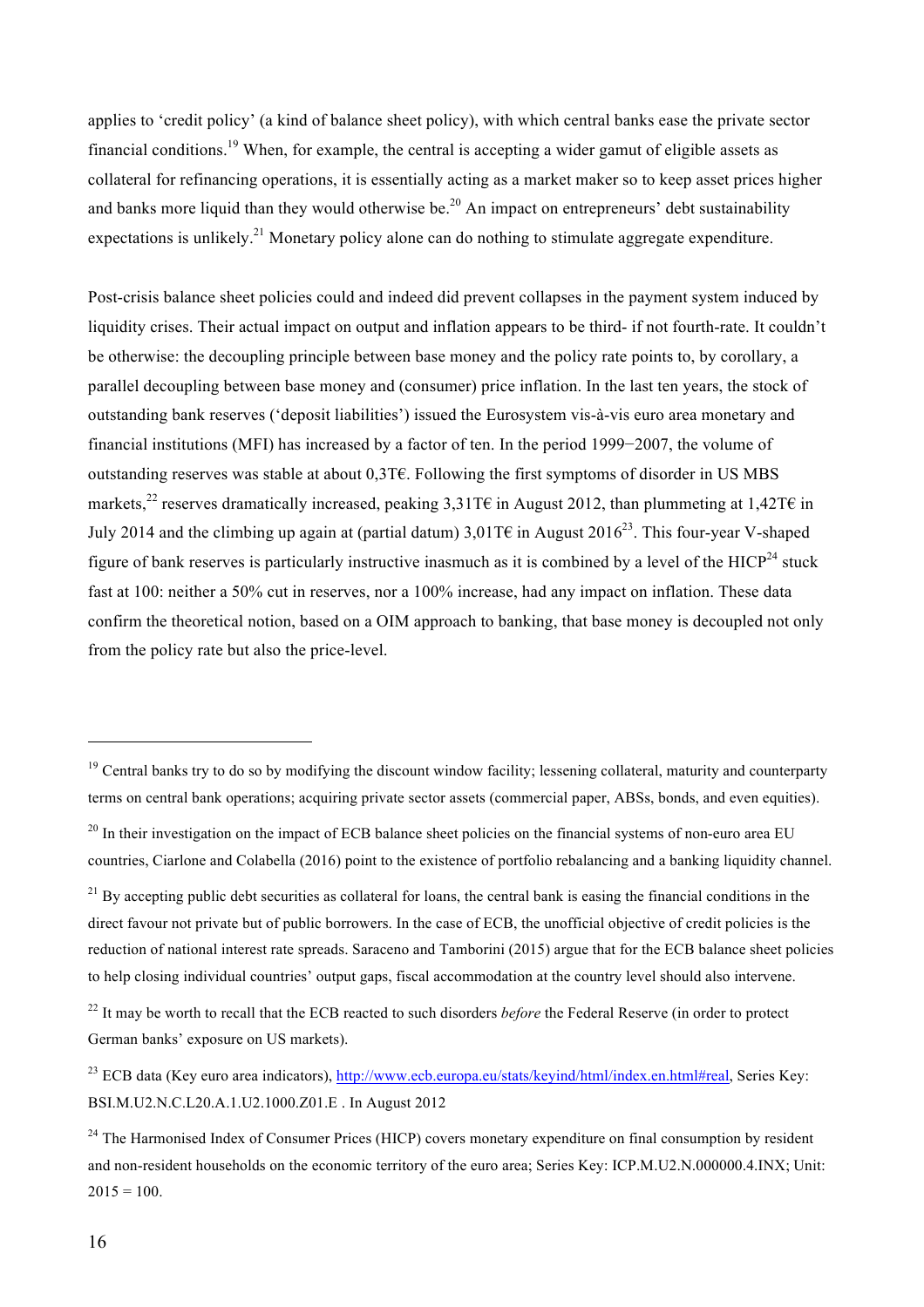applies to 'credit policy' (a kind of balance sheet policy), with which central banks ease the private sector financial conditions.[19] When, for example, the central is accepting a wider gamut of eligible assets as collateral for refinancing operations, it is essentially acting as a market maker so to keep asset prices higher and banks more liquid than they would otherwise be.[20] An impact on entrepreneurs' debt sustainability expectations is unlikely.[21] Monetary policy alone can do nothing to stimulate aggregate expenditure.

Post-crisis balance sheet policies could and indeed did prevent collapses in the payment system induced by liquidity crises. Their actual impact on output and inflation appears to be third- if not fourth-rate. It couldn't be otherwise: the decoupling principle between base money and the policy rate points to, by corollary, a parallel decoupling between base money and (consumer) price inflation. In the last ten years, the stock of outstanding bank reserves ('deposit liabilities') issued the Eurosystem vis-à-vis euro area monetary and financial institutions (MFI) has increased by a factor of ten. In the period 1999−2007, the volume of outstanding reserves was stable at about 0,3T€. Following the first symptoms of disorder in US MBS markets,[22] reserves dramatically increased, peaking 3,31T€ in August 2012, than plummeting at 1,42T€ in July 2014 and the climbing up again at (partial datum) 3,01T€ in August 2016[23]. This four-year V-shaped figure of bank reserves is particularly instructive inasmuch as it is combined by a level of the HICP[24] stuck fast at 100: neither a 50% cut in reserves, nor a 100% increase, had any impact on inflation. These data confirm the theoretical notion, based on a OIM approach to banking, that base money is decoupled not only from the policy rate but also the price-level.

---

[19] Central banks try to do so by modifying the discount window facility; lessening collateral, maturity and counterparty terms on central bank operations; acquiring private sector assets (commercial paper, ABSs, bonds, and even equities).

[20] In their investigation on the impact of ECB balance sheet policies on the financial systems of non-euro area EU countries, Ciarlone and Colabella (2016) point to the existence of portfolio rebalancing and a banking liquidity channel.

[21] By accepting public debt securities as collateral for loans, the central bank is easing the financial conditions in the direct favour not private but of public borrowers. In the case of ECB, the unofficial objective of credit policies is the reduction of national interest rate spreads. Saraceno and Tamborini (2015) argue that for the ECB balance sheet policies to help closing individual countries' output gaps, fiscal accommodation at the country level should also intervene.

[22] It may be worth to recall that the ECB reacted to such disorders *before* the Federal Reserve (in order to protect German banks' exposure on US markets).

[23] ECB data (Key euro area indicators), http://www.ecb.europa.eu/stats/keyind/html/index.en.html#real, Series Key: BSI.M.U2.N.C.L20.A.1.U2.1000.Z01.E . In August 2012

[24] The Harmonised Index of Consumer Prices (HICP) covers monetary expenditure on final consumption by resident and non-resident households on the economic territory of the euro area; Series Key: ICP.M.U2.N.000000.4.INX; Unit: 2015 = 100.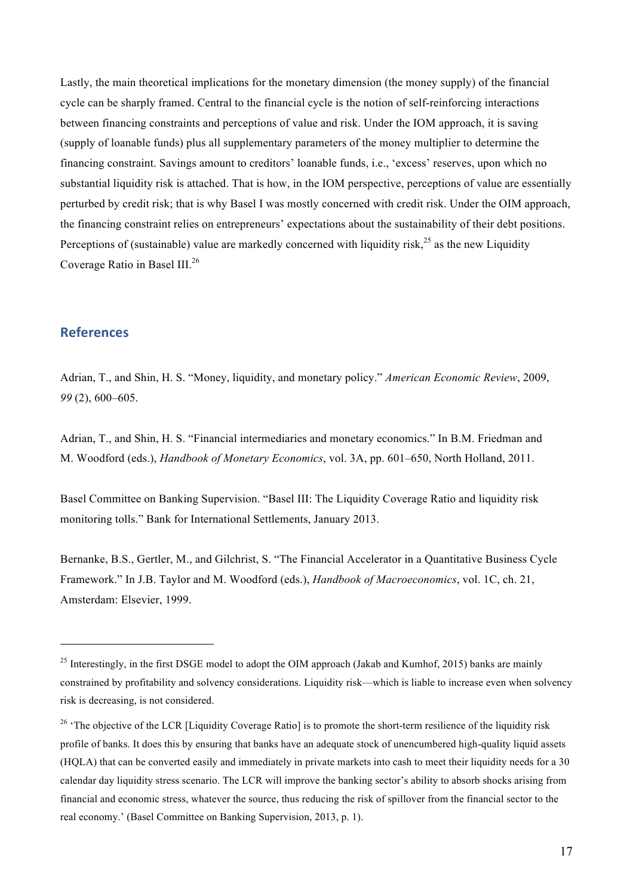Lastly, the main theoretical implications for the monetary dimension (the money supply) of the financial cycle can be sharply framed. Central to the financial cycle is the notion of self-reinforcing interactions between financing constraints and perceptions of value and risk. Under the IOM approach, it is saving (supply of loanable funds) plus all supplementary parameters of the money multiplier to determine the financing constraint. Savings amount to creditors' loanable funds, i.e., 'excess' reserves, upon which no substantial liquidity risk is attached. That is how, in the IOM perspective, perceptions of value are essentially perturbed by credit risk; that is why Basel I was mostly concerned with credit risk. Under the OIM approach, the financing constraint relies on entrepreneurs' expectations about the sustainability of their debt positions. Perceptions of (sustainable) value are markedly concerned with liquidity risk,[25] as the new Liquidity Coverage Ratio in Basel III.[26]

## References

Adrian, T., and Shin, H. S. "Money, liquidity, and monetary policy." *American Economic Review*, 2009, *99* (2), 600–605.

Adrian, T., and Shin, H. S. "Financial intermediaries and monetary economics." In B.M. Friedman and M. Woodford (eds.), *Handbook of Monetary Economics*, vol. 3A, pp. 601–650, North Holland, 2011.

Basel Committee on Banking Supervision. "Basel III: The Liquidity Coverage Ratio and liquidity risk monitoring tolls." Bank for International Settlements, January 2013.

Bernanke, B.S., Gertler, M., and Gilchrist, S. "The Financial Accelerator in a Quantitative Business Cycle Framework." In J.B. Taylor and M. Woodford (eds.), *Handbook of Macroeconomics*, vol. 1C, ch. 21, Amsterdam: Elsevier, 1999.

---

[25] Interestingly, in the first DSGE model to adopt the OIM approach (Jakab and Kumhof, 2015) banks are mainly constrained by profitability and solvency considerations. Liquidity risk—which is liable to increase even when solvency risk is decreasing, is not considered.

[26] 'The objective of the LCR [Liquidity Coverage Ratio] is to promote the short-term resilience of the liquidity risk profile of banks. It does this by ensuring that banks have an adequate stock of unencumbered high-quality liquid assets (HQLA) that can be converted easily and immediately in private markets into cash to meet their liquidity needs for a 30 calendar day liquidity stress scenario. The LCR will improve the banking sector's ability to absorb shocks arising from financial and economic stress, whatever the source, thus reducing the risk of spillover from the financial sector to the real economy.' (Basel Committee on Banking Supervision, 2013, p. 1).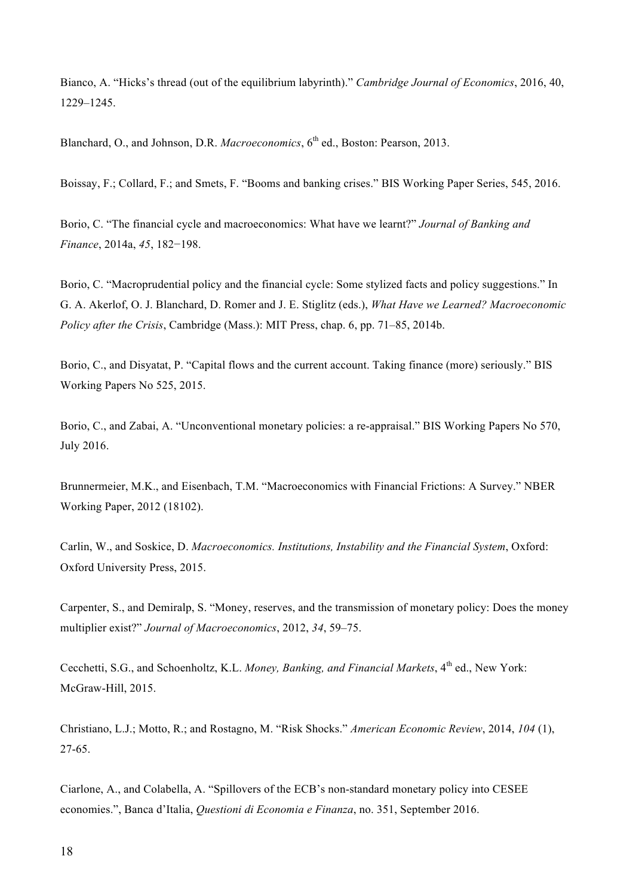Bianco, A. "Hicks's thread (out of the equilibrium labyrinth)." *Cambridge Journal of Economics*, 2016, 40, 1229–1245.

Blanchard, O., and Johnson, D.R. *Macroeconomics*, 6th ed., Boston: Pearson, 2013.

Boissay, F.; Collard, F.; and Smets, F. "Booms and banking crises." BIS Working Paper Series, 545, 2016.

Borio, C. "The financial cycle and macroeconomics: What have we learnt?" *Journal of Banking and Finance*, 2014a, *45*, 182−198.

Borio, C. "Macroprudential policy and the financial cycle: Some stylized facts and policy suggestions." In G. A. Akerlof, O. J. Blanchard, D. Romer and J. E. Stiglitz (eds.), *What Have we Learned? Macroeconomic Policy after the Crisis*, Cambridge (Mass.): MIT Press, chap. 6, pp. 71–85, 2014b.

Borio, C., and Disyatat, P. "Capital flows and the current account. Taking finance (more) seriously." BIS Working Papers No 525, 2015.

Borio, C., and Zabai, A. "Unconventional monetary policies: a re-appraisal." BIS Working Papers No 570, July 2016.

Brunnermeier, M.K., and Eisenbach, T.M. "Macroeconomics with Financial Frictions: A Survey." NBER Working Paper, 2012 (18102).

Carlin, W., and Soskice, D. *Macroeconomics. Institutions, Instability and the Financial System*, Oxford: Oxford University Press, 2015.

Carpenter, S., and Demiralp, S. "Money, reserves, and the transmission of monetary policy: Does the money multiplier exist?" *Journal of Macroeconomics*, 2012, *34*, 59–75.

Cecchetti, S.G., and Schoenholtz, K.L. *Money, Banking, and Financial Markets*, 4th ed., New York: McGraw-Hill, 2015.

Christiano, L.J.; Motto, R.; and Rostagno, M. "Risk Shocks." *American Economic Review*, 2014, *104* (1), 27-65.

Ciarlone, A., and Colabella, A. "Spillovers of the ECB's non-standard monetary policy into CESEE economies.", Banca d'Italia, *Questioni di Economia e Finanza*, no. 351, September 2016.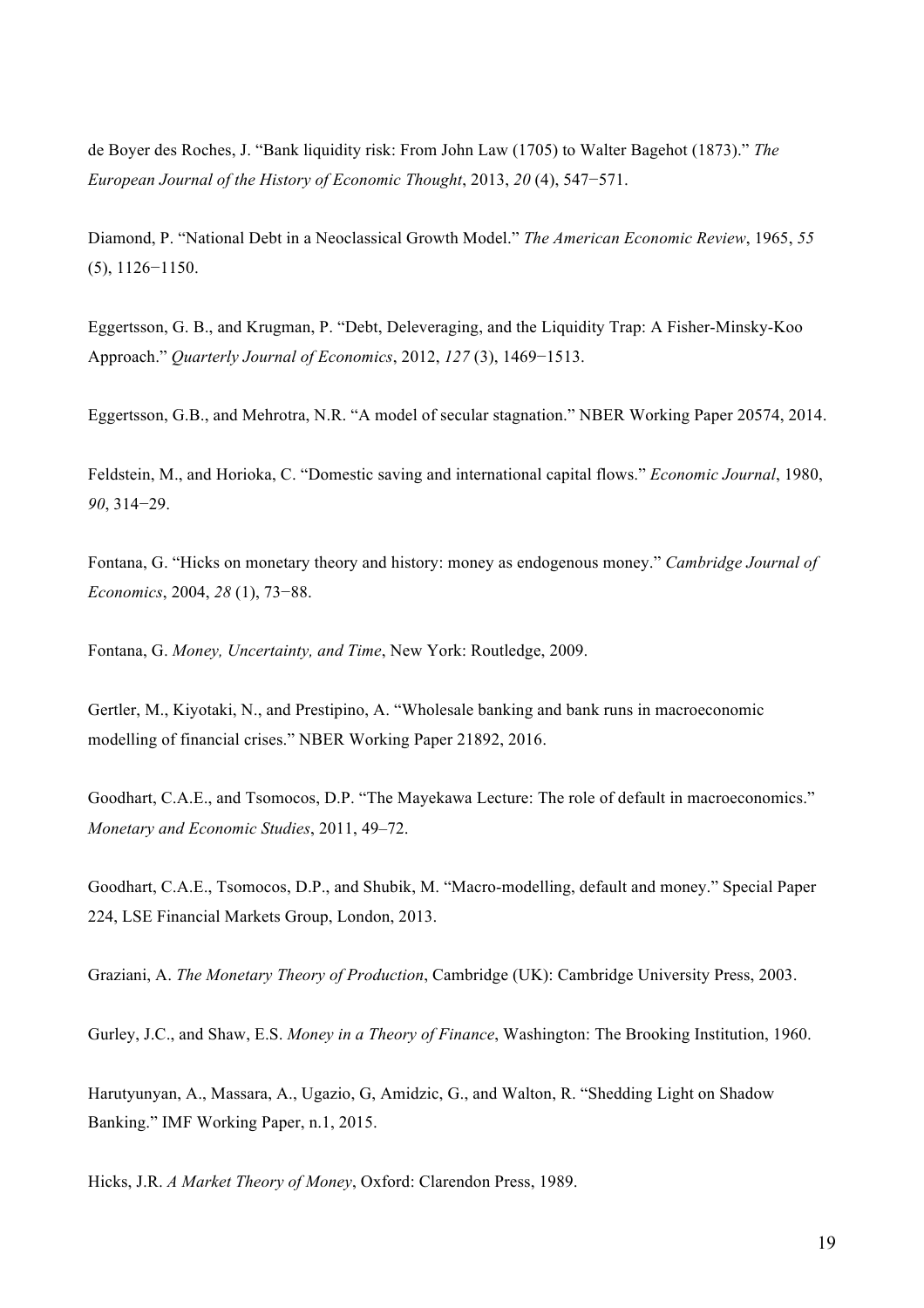de Boyer des Roches, J. “Bank liquidity risk: From John Law (1705) to Walter Bagehot (1873).” *The European Journal of the History of Economic Thought*, 2013, *20* (4), 547−571.

Diamond, P. “National Debt in a Neoclassical Growth Model.” *The American Economic Review*, 1965, *55* (5), 1126−1150.

Eggertsson, G. B., and Krugman, P. “Debt, Deleveraging, and the Liquidity Trap: A Fisher-Minsky-Koo Approach.” *Quarterly Journal of Economics*, 2012, *127* (3), 1469−1513.

Eggertsson, G.B., and Mehrotra, N.R. “A model of secular stagnation.” NBER Working Paper 20574, 2014.

Feldstein, M., and Horioka, C. “Domestic saving and international capital flows.” *Economic Journal*, 1980, *90*, 314−29.

Fontana, G. “Hicks on monetary theory and history: money as endogenous money.” *Cambridge Journal of Economics*, 2004, *28* (1), 73−88.

Fontana, G. *Money, Uncertainty, and Time*, New York: Routledge, 2009.

Gertler, M., Kiyotaki, N., and Prestipino, A. “Wholesale banking and bank runs in macroeconomic modelling of financial crises.” NBER Working Paper 21892, 2016.

Goodhart, C.A.E., and Tsomocos, D.P. “The Mayekawa Lecture: The role of default in macroeconomics.” *Monetary and Economic Studies*, 2011, 49–72.

Goodhart, C.A.E., Tsomocos, D.P., and Shubik, M. “Macro-modelling, default and money.” Special Paper 224, LSE Financial Markets Group, London, 2013.

Graziani, A. *The Monetary Theory of Production*, Cambridge (UK): Cambridge University Press, 2003.

Gurley, J.C., and Shaw, E.S. *Money in a Theory of Finance*, Washington: The Brooking Institution, 1960.

Harutyunyan, A., Massara, A., Ugazio, G, Amidzic, G., and Walton, R. “Shedding Light on Shadow Banking.” IMF Working Paper, n.1, 2015.

Hicks, J.R. *A Market Theory of Money*, Oxford: Clarendon Press, 1989.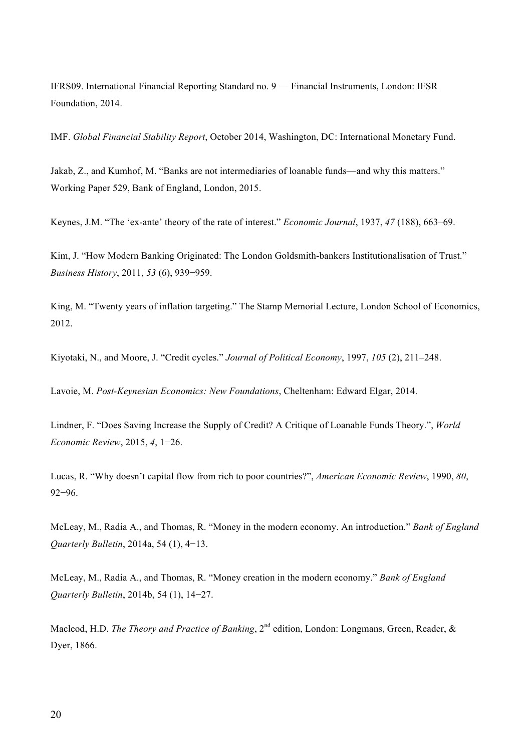IFRS09. International Financial Reporting Standard no. 9 — Financial Instruments, London: IFSR Foundation, 2014.

IMF. *Global Financial Stability Report*, October 2014, Washington, DC: International Monetary Fund.

Jakab, Z., and Kumhof, M. "Banks are not intermediaries of loanable funds—and why this matters." Working Paper 529, Bank of England, London, 2015.

Keynes, J.M. "The 'ex-ante' theory of the rate of interest." *Economic Journal*, 1937, *47* (188), 663–69.

Kim, J. "How Modern Banking Originated: The London Goldsmith-bankers Institutionalisation of Trust." *Business History*, 2011, *53* (6), 939−959.

King, M. "Twenty years of inflation targeting." The Stamp Memorial Lecture, London School of Economics, 2012.

Kiyotaki, N., and Moore, J. "Credit cycles." *Journal of Political Economy*, 1997, *105* (2), 211–248.

Lavoie, M. *Post-Keynesian Economics: New Foundations*, Cheltenham: Edward Elgar, 2014.

Lindner, F. "Does Saving Increase the Supply of Credit? A Critique of Loanable Funds Theory.", *World Economic Review*, 2015, *4*, 1−26.

Lucas, R. "Why doesn't capital flow from rich to poor countries?", *American Economic Review*, 1990, *80*, 92−96.

McLeay, M., Radia A., and Thomas, R. "Money in the modern economy. An introduction." *Bank of England Quarterly Bulletin*, 2014a, 54 (1), 4−13.

McLeay, M., Radia A., and Thomas, R. "Money creation in the modern economy." *Bank of England Quarterly Bulletin*, 2014b, 54 (1), 14−27.

Macleod, H.D. *The Theory and Practice of Banking*, 2nd edition, London: Longmans, Green, Reader, & Dyer, 1866.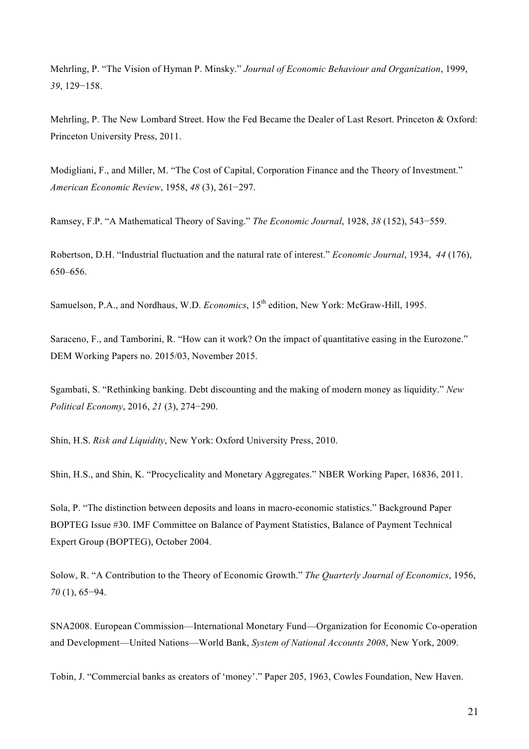Mehrling, P. "The Vision of Hyman P. Minsky." *Journal of Economic Behaviour and Organization*, 1999, *39*, 129−158.

Mehrling, P. The New Lombard Street. How the Fed Became the Dealer of Last Resort. Princeton & Oxford: Princeton University Press, 2011.

Modigliani, F., and Miller, M. "The Cost of Capital, Corporation Finance and the Theory of Investment." *American Economic Review*, 1958, *48* (3), 261−297.

Ramsey, F.P. "A Mathematical Theory of Saving." *The Economic Journal*, 1928, *38* (152), 543−559.

Robertson, D.H. "Industrial fluctuation and the natural rate of interest." *Economic Journal*, 1934, *44* (176), 650–656.

Samuelson, P.A., and Nordhaus, W.D. *Economics*, 15th edition, New York: McGraw-Hill, 1995.

Saraceno, F., and Tamborini, R. "How can it work? On the impact of quantitative easing in the Eurozone." DEM Working Papers no. 2015/03, November 2015.

Sgambati, S. "Rethinking banking. Debt discounting and the making of modern money as liquidity." *New Political Economy*, 2016, *21* (3), 274−290.

Shin, H.S. *Risk and Liquidity*, New York: Oxford University Press, 2010.

Shin, H.S., and Shin, K. "Procyclicality and Monetary Aggregates." NBER Working Paper, 16836, 2011.

Sola, P. "The distinction between deposits and loans in macro-economic statistics." Background Paper BOPTEG Issue #30. IMF Committee on Balance of Payment Statistics, Balance of Payment Technical Expert Group (BOPTEG), October 2004.

Solow, R. "A Contribution to the Theory of Economic Growth." *The Quarterly Journal of Economics*, 1956, *70* (1), 65−94.

SNA2008. European Commission—International Monetary Fund—Organization for Economic Co-operation and Development—United Nations—World Bank, *System of National Accounts 2008*, New York, 2009.

Tobin, J. "Commercial banks as creators of 'money'." Paper 205, 1963, Cowles Foundation, New Haven.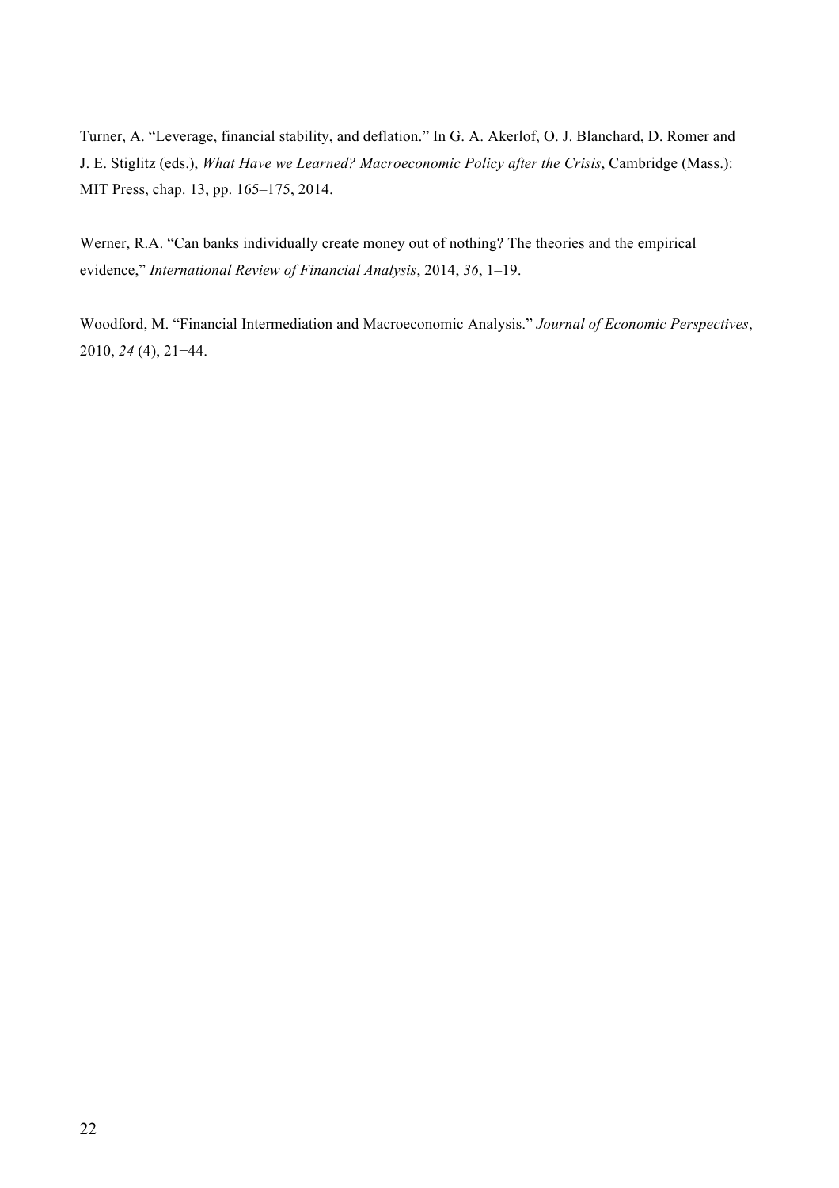Turner, A. "Leverage, financial stability, and deflation." In G. A. Akerlof, O. J. Blanchard, D. Romer and J. E. Stiglitz (eds.), *What Have we Learned? Macroeconomic Policy after the Crisis*, Cambridge (Mass.): MIT Press, chap. 13, pp. 165–175, 2014.

Werner, R.A. "Can banks individually create money out of nothing? The theories and the empirical evidence," *International Review of Financial Analysis*, 2014, *36*, 1–19.

Woodford, M. "Financial Intermediation and Macroeconomic Analysis." *Journal of Economic Perspectives*, 2010, *24* (4), 21−44.